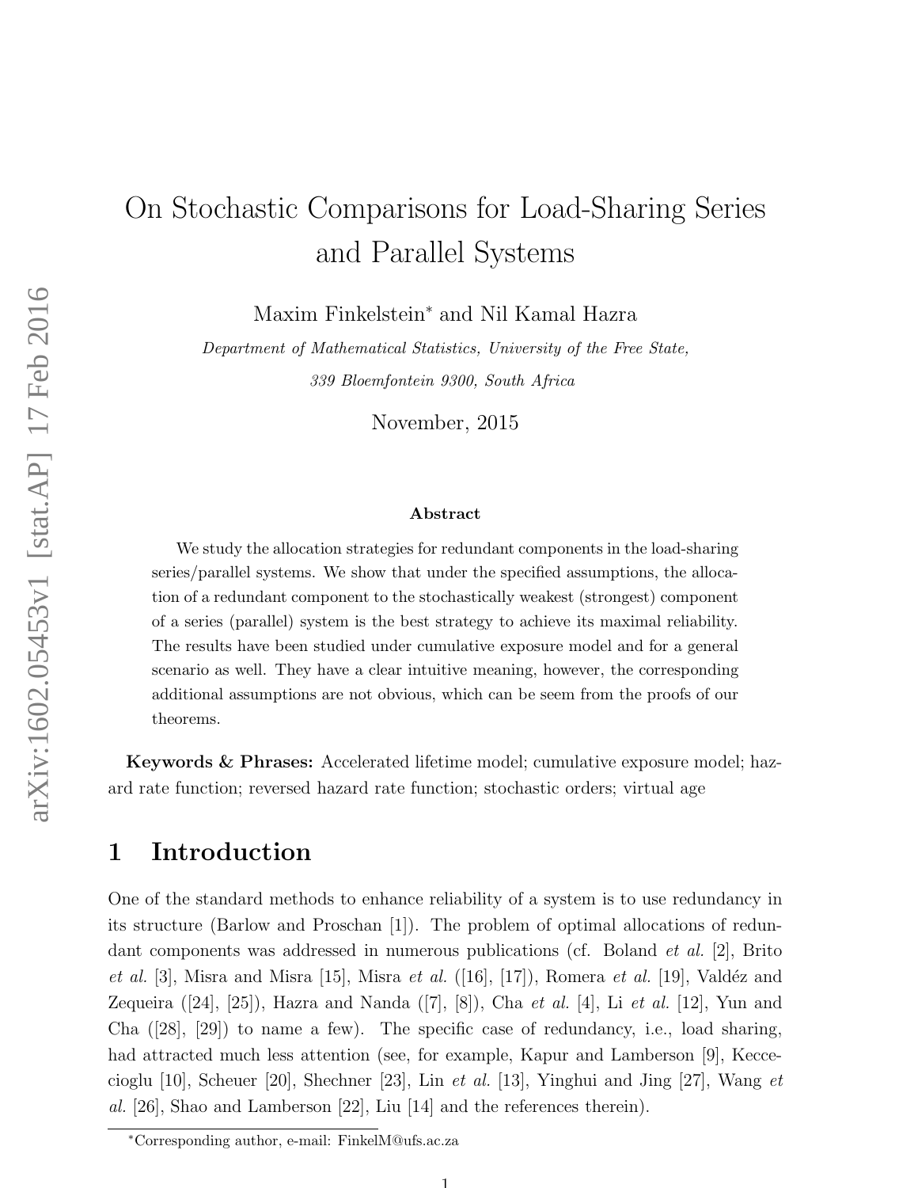# On Stochastic Comparisons for Load-Sharing Series and Parallel Systems

Maxim Finkelstein[*] and Nil Kamal Hazra

*Department of Mathematical Statistics, University of the Free State, 339 Bloemfontein 9300, South Africa*

November, 2015

**Abstract**

We study the allocation strategies for redundant components in the load-sharing series/parallel systems. We show that under the specified assumptions, the allocation of a redundant component to the stochastically weakest (strongest) component of a series (parallel) system is the best strategy to achieve its maximal reliability. The results have been studied under cumulative exposure model and for a general scenario as well. They have a clear intuitive meaning, however, the corresponding additional assumptions are not obvious, which can be seem from the proofs of our theorems.

**Keywords & Phrases:** Accelerated lifetime model; cumulative exposure model; hazard rate function; reversed hazard rate function; stochastic orders; virtual age

## 1 Introduction

One of the standard methods to enhance reliability of a system is to use redundancy in its structure (Barlow and Proschan [1]). The problem of optimal allocations of redundant components was addressed in numerous publications (cf. Boland *et al.* [2], Brito *et al.* [3], Misra and Misra [15], Misra *et al.* ([16], [17]), Romera *et al.* [19], Valdéz and Zequeira ([24], [25]), Hazra and Nanda ([7], [8]), Cha *et al.* [4], Li *et al.* [12], Yun and Cha ([28], [29]) to name a few). The specific case of redundancy, i.e., load sharing, had attracted much less attention (see, for example, Kapur and Lamberson [9], Kececioglu [10], Scheuer [20], Shechner [23], Lin *et al.* [13], Yinghui and Jing [27], Wang *et al.* [26], Shao and Lamberson [22], Liu [14] and the references therein).

[*]Corresponding author, e-mail: FinkelM@ufs.ac.za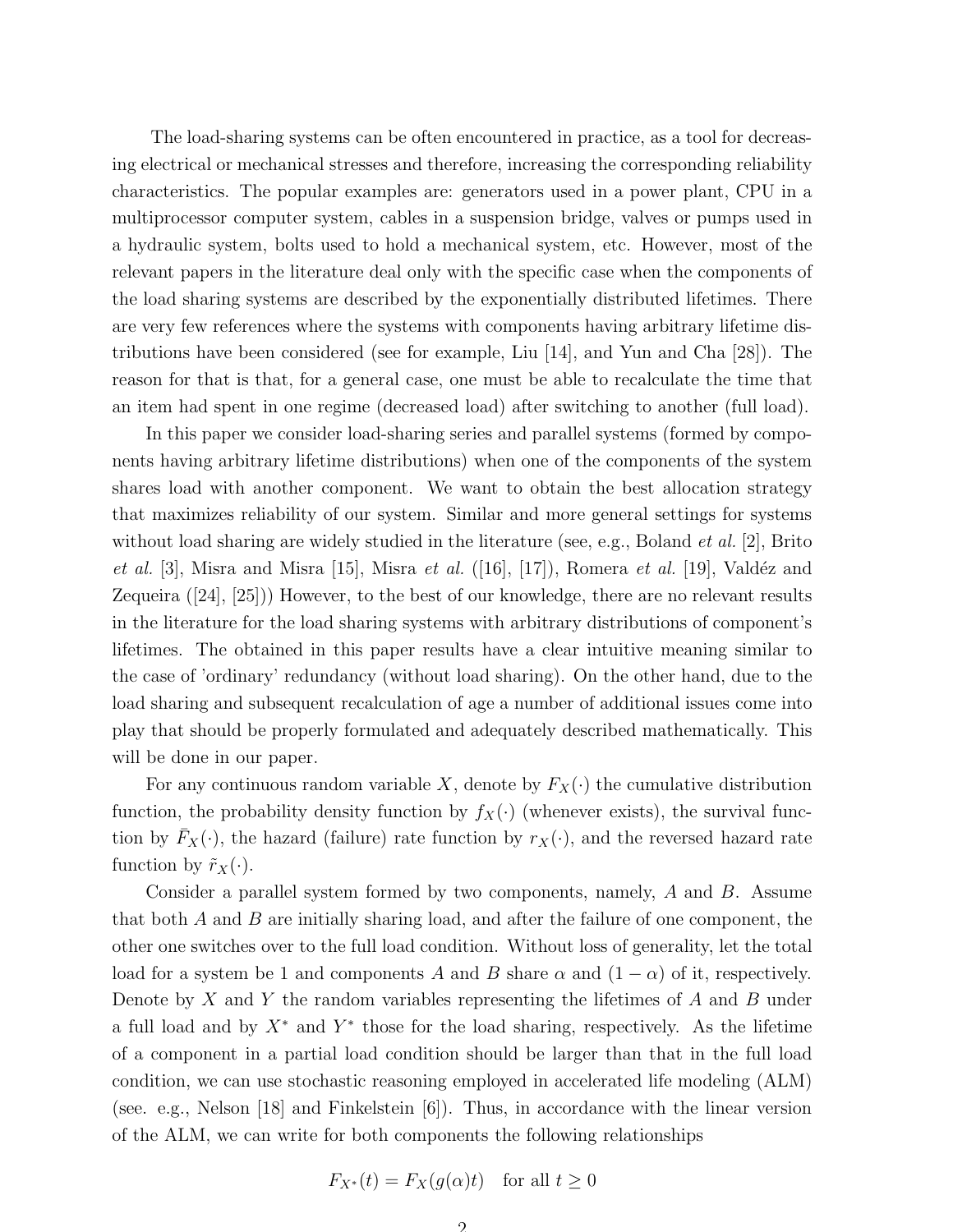The load-sharing systems can be often encountered in practice, as a tool for decreasing electrical or mechanical stresses and therefore, increasing the corresponding reliability characteristics. The popular examples are: generators used in a power plant, CPU in a multiprocessor computer system, cables in a suspension bridge, valves or pumps used in a hydraulic system, bolts used to hold a mechanical system, etc. However, most of the relevant papers in the literature deal only with the specific case when the components of the load sharing systems are described by the exponentially distributed lifetimes. There are very few references where the systems with components having arbitrary lifetime distributions have been considered (see for example, Liu [14], and Yun and Cha [28]). The reason for that is that, for a general case, one must be able to recalculate the time that an item had spent in one regime (decreased load) after switching to another (full load).

In this paper we consider load-sharing series and parallel systems (formed by components having arbitrary lifetime distributions) when one of the components of the system shares load with another component. We want to obtain the best allocation strategy that maximizes reliability of our system. Similar and more general settings for systems without load sharing are widely studied in the literature (see, e.g., Boland *et al.* [2], Brito *et al.* [3], Misra and Misra [15], Misra *et al.* ([16], [17]), Romera *et al.* [19], Valdéz and Zequeira ([24], [25])) However, to the best of our knowledge, there are no relevant results in the literature for the load sharing systems with arbitrary distributions of component's lifetimes. The obtained in this paper results have a clear intuitive meaning similar to the case of 'ordinary' redundancy (without load sharing). On the other hand, due to the load sharing and subsequent recalculation of age a number of additional issues come into play that should be properly formulated and adequately described mathematically. This will be done in our paper.

For any continuous random variable $X$, denote by $F_X(\cdot)$ the cumulative distribution function, the probability density function by $f_X(\cdot)$ (whenever exists), the survival function by $\bar{F}_X(\cdot)$, the hazard (failure) rate function by $r_X(\cdot)$, and the reversed hazard rate function by $\tilde{r}_X(\cdot)$.

Consider a parallel system formed by two components, namely, $A$ and $B$. Assume that both $A$ and $B$ are initially sharing load, and after the failure of one component, the other one switches over to the full load condition. Without loss of generality, let the total load for a system be 1 and components $A$ and $B$ share $\alpha$ and $(1-\alpha)$ of it, respectively. Denote by $X$ and $Y$ the random variables representing the lifetimes of $A$ and $B$ under a full load and by $X^*$ and $Y^*$ those for the load sharing, respectively. As the lifetime of a component in a partial load condition should be larger than that in the full load condition, we can use stochastic reasoning employed in accelerated life modeling (ALM) (see. e.g., Nelson [18] and Finkelstein [6]). Thus, in accordance with the linear version of the ALM, we can write for both components the following relationships

$$F_{X^*}(t) = F_X(g(\alpha)t) \quad \text{for all } t \geq 0$$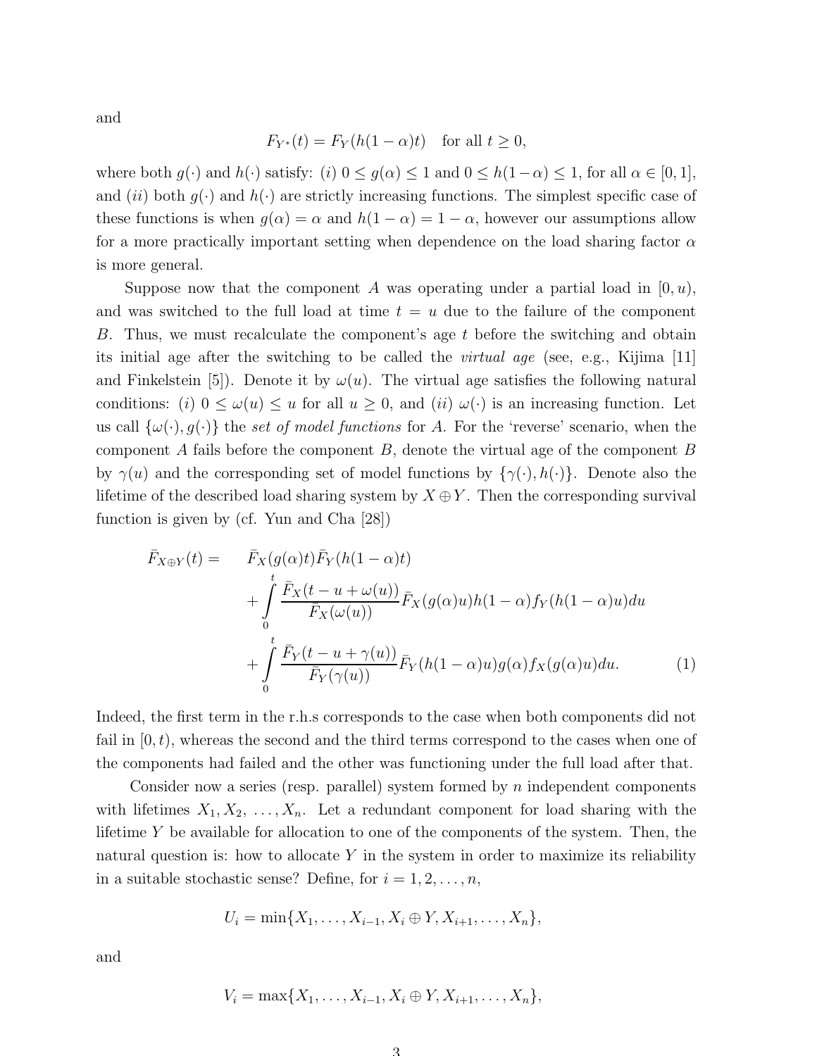and

$$F_{Y^*}(t) = F_Y(h(1-\alpha)t) \quad \text{for all } t \geq 0,$$

where both $g(\cdot)$ and $h(\cdot)$ satisfy: $(i)$ $0 \leq g(\alpha) \leq 1$ and $0 \leq h(1-\alpha) \leq 1$, for all $\alpha \in [0,1]$, and $(ii)$ both $g(\cdot)$ and $h(\cdot)$ are strictly increasing functions. The simplest specific case of these functions is when $g(\alpha) = \alpha$ and $h(1-\alpha) = 1-\alpha$, however our assumptions allow for a more practically important setting when dependence on the load sharing factor $\alpha$ is more general.

Suppose now that the component $A$ was operating under a partial load in $[0, u)$, and was switched to the full load at time $t = u$ due to the failure of the component $B$. Thus, we must recalculate the component's age $t$ before the switching and obtain its initial age after the switching to be called the *virtual age* (see, e.g., Kijima [11] and Finkelstein [5]). Denote it by $\omega(u)$. The virtual age satisfies the following natural conditions: $(i)$ $0 \leq \omega(u) \leq u$ for all $u \geq 0$, and $(ii)$ $\omega(\cdot)$ is an increasing function. Let us call $\{\omega(\cdot), g(\cdot)\}$ the *set of model functions* for $A$. For the 'reverse' scenario, when the component $A$ fails before the component $B$, denote the virtual age of the component $B$ by $\gamma(u)$ and the corresponding set of model functions by $\{\gamma(\cdot), h(\cdot)\}$. Denote also the lifetime of the described load sharing system by $X \oplus Y$. Then the corresponding survival function is given by (cf. Yun and Cha [28])

$$\begin{aligned}
\bar{F}_{X\oplus Y}(t) = \quad & \bar{F}_X(g(\alpha)t)\bar{F}_Y(h(1-\alpha)t) \\
& + \int_0^t \frac{\bar{F}_X(t-u+\omega(u))}{\bar{F}_X(\omega(u))} \bar{F}_X(g(\alpha)u)h(1-\alpha)f_Y(h(1-\alpha)u)du \\
& + \int_0^t \frac{\bar{F}_Y(t-u+\gamma(u))}{\bar{F}_Y(\gamma(u))} \bar{F}_Y(h(1-\alpha)u)g(\alpha)f_X(g(\alpha)u)du. \qquad (1)
\end{aligned}$$

Indeed, the first term in the r.h.s corresponds to the case when both components did not fail in $[0, t)$, whereas the second and the third terms correspond to the cases when one of the components had failed and the other was functioning under the full load after that.

Consider now a series (resp. parallel) system formed by $n$ independent components with lifetimes $X_1, X_2, \ldots, X_n$. Let a redundant component for load sharing with the lifetime $Y$ be available for allocation to one of the components of the system. Then, the natural question is: how to allocate $Y$ in the system in order to maximize its reliability in a suitable stochastic sense? Define, for $i = 1, 2, \ldots, n$,

$$U_i = \min\{X_1, \ldots, X_{i-1}, X_i \oplus Y, X_{i+1}, \ldots, X_n\},$$

and

$$V_i = \max\{X_1, \ldots, X_{i-1}, X_i \oplus Y, X_{i+1}, \ldots, X_n\},$$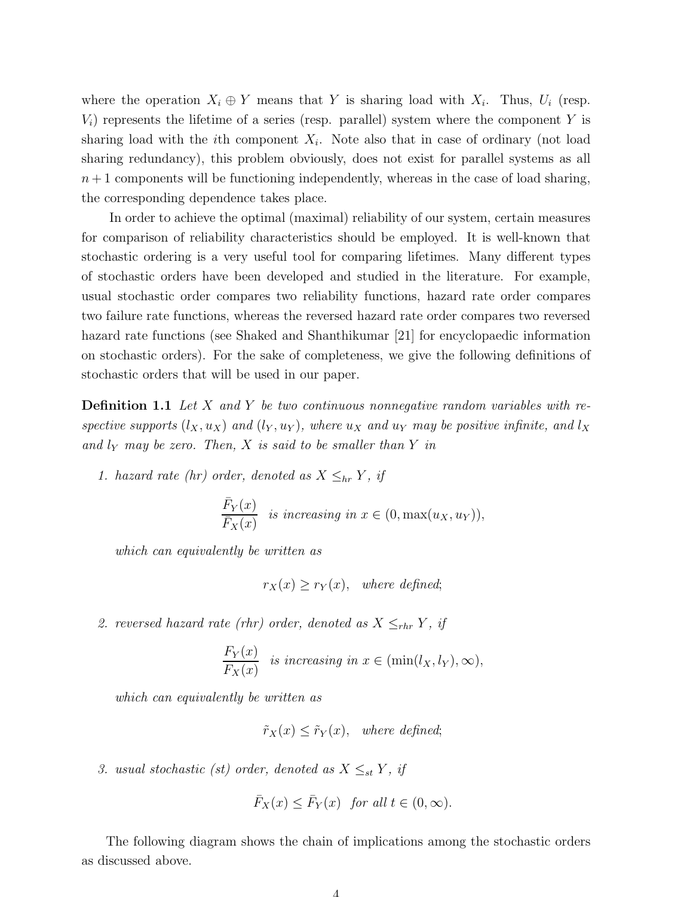where the operation $X_i \oplus Y$ means that $Y$ is sharing load with $X_i$. Thus, $U_i$ (resp. $V_i$) represents the lifetime of a series (resp. parallel) system where the component $Y$ is sharing load with the $i$th component $X_i$. Note also that in case of ordinary (not load sharing redundancy), this problem obviously, does not exist for parallel systems as all $n+1$ components will be functioning independently, whereas in the case of load sharing, the corresponding dependence takes place.

In order to achieve the optimal (maximal) reliability of our system, certain measures for comparison of reliability characteristics should be employed. It is well-known that stochastic ordering is a very useful tool for comparing lifetimes. Many different types of stochastic orders have been developed and studied in the literature. For example, usual stochastic order compares two reliability functions, hazard rate order compares two failure rate functions, whereas the reversed hazard rate order compares two reversed hazard rate functions (see Shaked and Shanthikumar [21] for encyclopaedic information on stochastic orders). For the sake of completeness, we give the following definitions of stochastic orders that will be used in our paper.

**Definition 1.1** *Let $X$ and $Y$ be two continuous nonnegative random variables with respective supports $(l_X, u_X)$ and $(l_Y, u_Y)$, where $u_X$ and $u_Y$ may be positive infinite, and $l_X$ and $l_Y$ may be zero. Then, $X$ is said to be smaller than $Y$ in*

1. *hazard rate (hr) order, denoted as $X \leq_{hr} Y$, if*

$$\frac{\bar{F}_Y(x)}{\bar{F}_X(x)} \quad \text{is increasing in } x \in (0, \max(u_X, u_Y)),$$

*which can equivalently be written as*

$$r_X(x) \geq r_Y(x), \quad \text{where defined;}$$

2. *reversed hazard rate (rhr) order, denoted as $X \leq_{rhr} Y$, if*

$$\frac{F_Y(x)}{F_X(x)} \quad \text{is increasing in } x \in (\min(l_X, l_Y), \infty),$$

*which can equivalently be written as*

$$\tilde{r}_X(x) \leq \tilde{r}_Y(x), \quad \text{where defined;}$$

3. *usual stochastic (st) order, denoted as $X \leq_{st} Y$, if*

$$\bar{F}_X(x) \leq \bar{F}_Y(x) \quad \text{for all } t \in (0, \infty).$$

The following diagram shows the chain of implications among the stochastic orders as discussed above.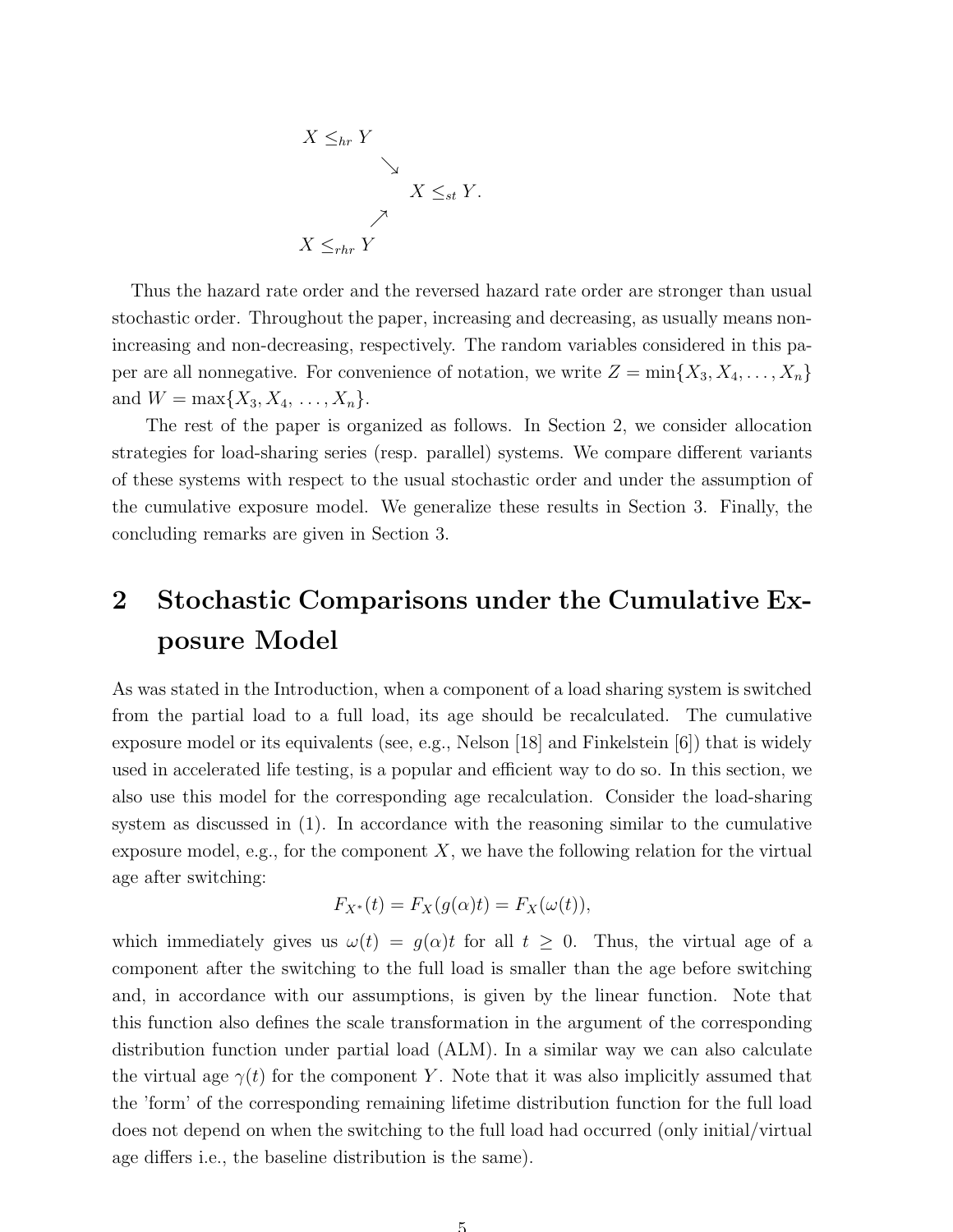$$
\begin{array}{ccc}
X \leq_{hr} Y & & \\
& \searrow & \\
& & X \leq_{st} Y. \\
& \nearrow & \\
X \leq_{rhr} Y & &
\end{array}
$$

Thus the hazard rate order and the reversed hazard rate order are stronger than usual stochastic order. Throughout the paper, increasing and decreasing, as usually means non-increasing and non-decreasing, respectively. The random variables considered in this paper are all nonnegative. For convenience of notation, we write $Z = \min\{X_3, X_4, \ldots, X_n\}$ and $W = \max\{X_3, X_4, \ldots, X_n\}$.

The rest of the paper is organized as follows. In Section 2, we consider allocation strategies for load-sharing series (resp. parallel) systems. We compare different variants of these systems with respect to the usual stochastic order and under the assumption of the cumulative exposure model. We generalize these results in Section 3. Finally, the concluding remarks are given in Section 3.

# 2 Stochastic Comparisons under the Cumulative Exposure Model

As was stated in the Introduction, when a component of a load sharing system is switched from the partial load to a full load, its age should be recalculated. The cumulative exposure model or its equivalents (see, e.g., Nelson [18] and Finkelstein [6]) that is widely used in accelerated life testing, is a popular and efficient way to do so. In this section, we also use this model for the corresponding age recalculation. Consider the load-sharing system as discussed in (1). In accordance with the reasoning similar to the cumulative exposure model, e.g., for the component $X$, we have the following relation for the virtual age after switching:

$$
F_{X^*}(t) = F_X(g(\alpha)t) = F_X(\omega(t)),
$$

which immediately gives us $\omega(t) = g(\alpha)t$ for all $t \geq 0$. Thus, the virtual age of a component after the switching to the full load is smaller than the age before switching and, in accordance with our assumptions, is given by the linear function. Note that this function also defines the scale transformation in the argument of the corresponding distribution function under partial load (ALM). In a similar way we can also calculate the virtual age $\gamma(t)$ for the component $Y$. Note that it was also implicitly assumed that the 'form' of the corresponding remaining lifetime distribution function for the full load does not depend on when the switching to the full load had occurred (only initial/virtual age differs i.e., the baseline distribution is the same).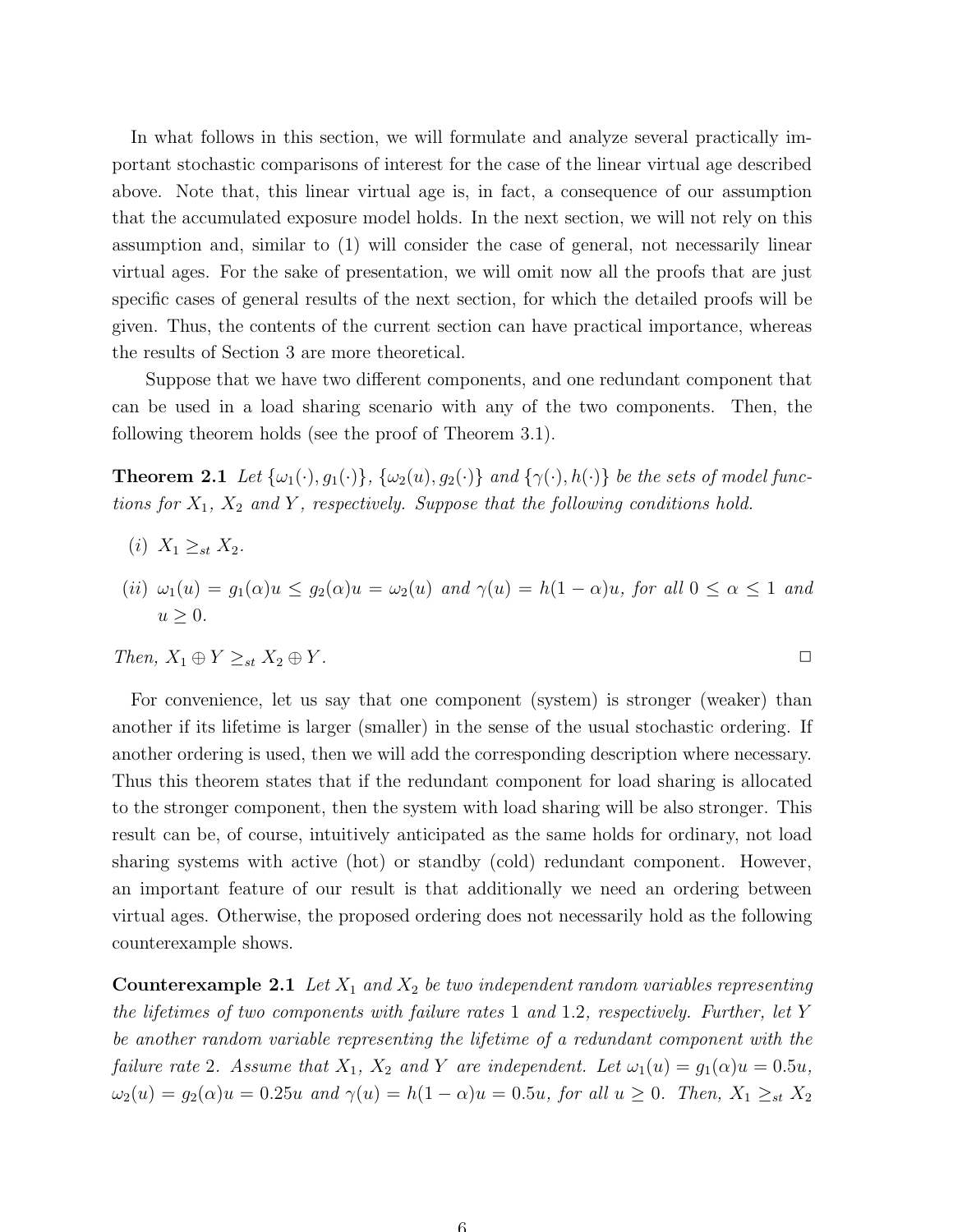In what follows in this section, we will formulate and analyze several practically important stochastic comparisons of interest for the case of the linear virtual age described above. Note that, this linear virtual age is, in fact, a consequence of our assumption that the accumulated exposure model holds. In the next section, we will not rely on this assumption and, similar to (1) will consider the case of general, not necessarily linear virtual ages. For the sake of presentation, we will omit now all the proofs that are just specific cases of general results of the next section, for which the detailed proofs will be given. Thus, the contents of the current section can have practical importance, whereas the results of Section 3 are more theoretical.

Suppose that we have two different components, and one redundant component that can be used in a load sharing scenario with any of the two components. Then, the following theorem holds (see the proof of Theorem 3.1).

**Theorem 2.1** *Let $\{\omega_1(\cdot), g_1(\cdot)\}$, $\{\omega_2(u), g_2(\cdot)\}$ and $\{\gamma(\cdot), h(\cdot)\}$ be the sets of model functions for $X_1$, $X_2$ and $Y$, respectively. Suppose that the following conditions hold.*

- *(i)* $X_1 \geq_{st} X_2$.
- *(ii)* $\omega_1(u) = g_1(\alpha)u \leq g_2(\alpha)u = \omega_2(u)$ *and* $\gamma(u) = h(1-\alpha)u$, *for all* $0 \leq \alpha \leq 1$ *and* $u \geq 0$.

*Then,* $X_1 \oplus Y \geq_{st} X_2 \oplus Y$. □

For convenience, let us say that one component (system) is stronger (weaker) than another if its lifetime is larger (smaller) in the sense of the usual stochastic ordering. If another ordering is used, then we will add the corresponding description where necessary. Thus this theorem states that if the redundant component for load sharing is allocated to the stronger component, then the system with load sharing will be also stronger. This result can be, of course, intuitively anticipated as the same holds for ordinary, not load sharing systems with active (hot) or standby (cold) redundant component. However, an important feature of our result is that additionally we need an ordering between virtual ages. Otherwise, the proposed ordering does not necessarily hold as the following counterexample shows.

**Counterexample 2.1** *Let $X_1$ and $X_2$ be two independent random variables representing the lifetimes of two components with failure rates 1 and 1.2, respectively. Further, let $Y$ be another random variable representing the lifetime of a redundant component with the failure rate 2. Assume that $X_1$, $X_2$ and $Y$ are independent. Let $\omega_1(u) = g_1(\alpha)u = 0.5u$, $\omega_2(u) = g_2(\alpha)u = 0.25u$ and $\gamma(u) = h(1-\alpha)u = 0.5u$, for all $u \geq 0$. Then, $X_1 \geq_{st} X_2$*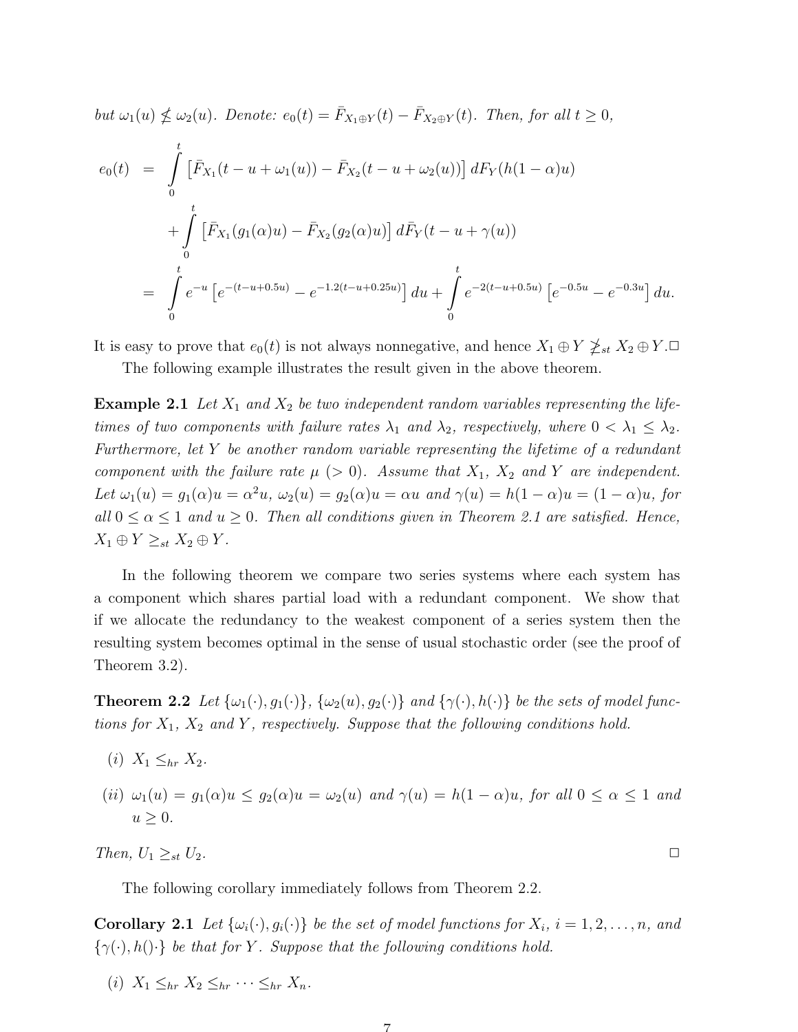but $\omega_1(u) \nleq \omega_2(u)$. Denote: $e_0(t) = \bar{F}_{X_1 \oplus Y}(t) - \bar{F}_{X_2 \oplus Y}(t)$. Then, for all $t \geq 0$,

$$
\begin{aligned}
e_0(t) &= \int_0^t \left[\bar{F}_{X_1}(t-u+\omega_1(u)) - \bar{F}_{X_2}(t-u+\omega_2(u))\right] dF_Y(h(1-\alpha)u) \\
&\quad + \int_0^t \left[\bar{F}_{X_1}(g_1(\alpha)u) - \bar{F}_{X_2}(g_2(\alpha)u)\right] d\bar{F}_Y(t-u+\gamma(u)) \\
&= \int_0^t e^{-u}\left[e^{-(t-u+0.5u)} - e^{-1.2(t-u+0.25u)}\right] du + \int_0^t e^{-2(t-u+0.5u)}\left[e^{-0.5u} - e^{-0.3u}\right] du.
\end{aligned}
$$

It is easy to prove that $e_0(t)$ is not always nonnegative, and hence $X_1 \oplus Y \ngeq_{st} X_2 \oplus Y$.□

The following example illustrates the result given in the above theorem.

**Example 2.1** *Let $X_1$ and $X_2$ be two independent random variables representing the lifetimes of two components with failure rates $\lambda_1$ and $\lambda_2$, respectively, where $0 < \lambda_1 \leq \lambda_2$. Furthermore, let $Y$ be another random variable representing the lifetime of a redundant component with the failure rate $\mu$ $(> 0)$. Assume that $X_1$, $X_2$ and $Y$ are independent. Let $\omega_1(u) = g_1(\alpha)u = \alpha^2 u$, $\omega_2(u) = g_2(\alpha)u = \alpha u$ and $\gamma(u) = h(1-\alpha)u = (1-\alpha)u$, for all $0 \leq \alpha \leq 1$ and $u \geq 0$. Then all conditions given in Theorem 2.1 are satisfied. Hence, $X_1 \oplus Y \geq_{st} X_2 \oplus Y$.*

In the following theorem we compare two series systems where each system has a component which shares partial load with a redundant component. We show that if we allocate the redundancy to the weakest component of a series system then the resulting system becomes optimal in the sense of usual stochastic order (see the proof of Theorem 3.2).

**Theorem 2.2** *Let $\{\omega_1(\cdot), g_1(\cdot)\}$, $\{\omega_2(u), g_2(\cdot)\}$ and $\{\gamma(\cdot), h(\cdot)\}$ be the sets of model functions for $X_1$, $X_2$ and $Y$, respectively. Suppose that the following conditions hold.*

*(i) $X_1 \leq_{hr} X_2$.*

*(ii) $\omega_1(u) = g_1(\alpha)u \leq g_2(\alpha)u = \omega_2(u)$ and $\gamma(u) = h(1-\alpha)u$, for all $0 \leq \alpha \leq 1$ and $u \geq 0$.*

*Then, $U_1 \geq_{st} U_2$.* □

The following corollary immediately follows from Theorem 2.2.

**Corollary 2.1** *Let $\{\omega_i(\cdot), g_i(\cdot)\}$ be the set of model functions for $X_i$, $i = 1, 2, \ldots, n$, and $\{\gamma(\cdot), h()\cdot\}$ be that for $Y$. Suppose that the following conditions hold.*

*(i) $X_1 \leq_{hr} X_2 \leq_{hr} \cdots \leq_{hr} X_n$.*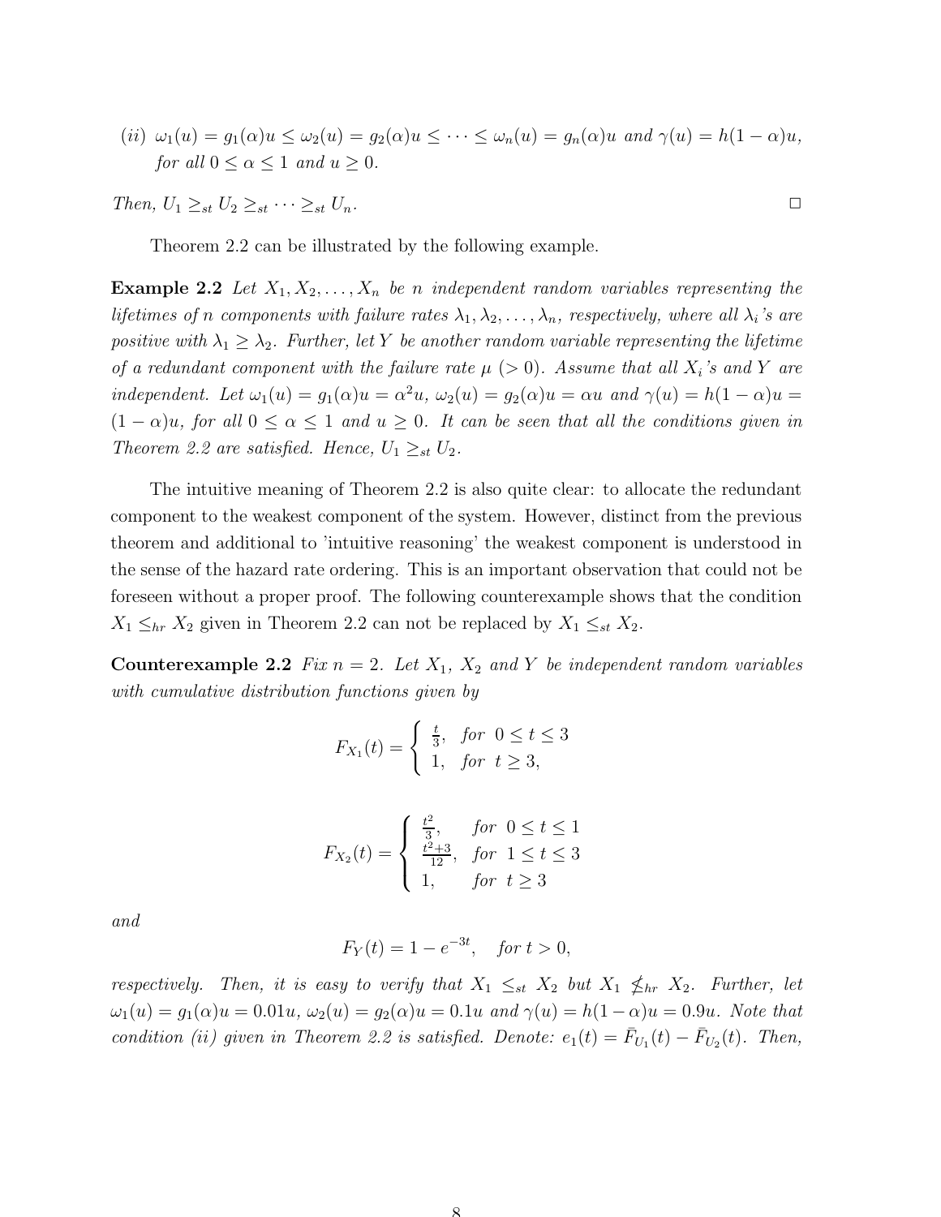(*ii*) $\omega_1(u) = g_1(\alpha)u \leq \omega_2(u) = g_2(\alpha)u \leq \cdots \leq \omega_n(u) = g_n(\alpha)u$ *and* $\gamma(u) = h(1-\alpha)u$, *for all* $0 \leq \alpha \leq 1$ *and* $u \geq 0$.

*Then,* $U_1 \geq_{st} U_2 \geq_{st} \cdots \geq_{st} U_n$. □

Theorem 2.2 can be illustrated by the following example.

**Example 2.2** *Let* $X_1, X_2, \ldots, X_n$ *be* $n$ *independent random variables representing the lifetimes of* $n$ *components with failure rates* $\lambda_1, \lambda_2, \ldots, \lambda_n$, *respectively, where all* $\lambda_i$*'s are positive with* $\lambda_1 \geq \lambda_2$. *Further, let* $Y$ *be another random variable representing the lifetime of a redundant component with the failure rate* $\mu$ $(> 0)$. *Assume that all* $X_i$*'s and* $Y$ *are independent. Let* $\omega_1(u) = g_1(\alpha)u = \alpha^2 u$, $\omega_2(u) = g_2(\alpha)u = \alpha u$ *and* $\gamma(u) = h(1-\alpha)u = (1-\alpha)u$, *for all* $0 \leq \alpha \leq 1$ *and* $u \geq 0$. *It can be seen that all the conditions given in Theorem 2.2 are satisfied. Hence,* $U_1 \geq_{st} U_2$.

The intuitive meaning of Theorem 2.2 is also quite clear: to allocate the redundant component to the weakest component of the system. However, distinct from the previous theorem and additional to 'intuitive reasoning' the weakest component is understood in the sense of the hazard rate ordering. This is an important observation that could not be foreseen without a proper proof. The following counterexample shows that the condition $X_1 \leq_{hr} X_2$ given in Theorem 2.2 can not be replaced by $X_1 \leq_{st} X_2$.

**Counterexample 2.2** *Fix* $n = 2$. *Let* $X_1$, $X_2$ *and* $Y$ *be independent random variables with cumulative distribution functions given by*

$$F_{X_1}(t) = \begin{cases} \frac{t}{3}, & \text{for } 0 \leq t \leq 3 \\ 1, & \text{for } t \geq 3, \end{cases}$$

$$F_{X_2}(t) = \begin{cases} \frac{t^2}{3}, & \text{for } 0 \leq t \leq 1 \\ \frac{t^2+3}{12}, & \text{for } 1 \leq t \leq 3 \\ 1, & \text{for } t \geq 3 \end{cases}$$

*and*

$$F_Y(t) = 1 - e^{-3t}, \quad \text{for } t > 0,$$

*respectively. Then, it is easy to verify that* $X_1 \leq_{st} X_2$ *but* $X_1 \nleq_{hr} X_2$. *Further, let* $\omega_1(u) = g_1(\alpha)u = 0.01u$, $\omega_2(u) = g_2(\alpha)u = 0.1u$ *and* $\gamma(u) = h(1-\alpha)u = 0.9u$. *Note that condition (ii) given in Theorem 2.2 is satisfied. Denote:* $e_1(t) = \bar{F}_{U_1}(t) - \bar{F}_{U_2}(t)$. *Then,*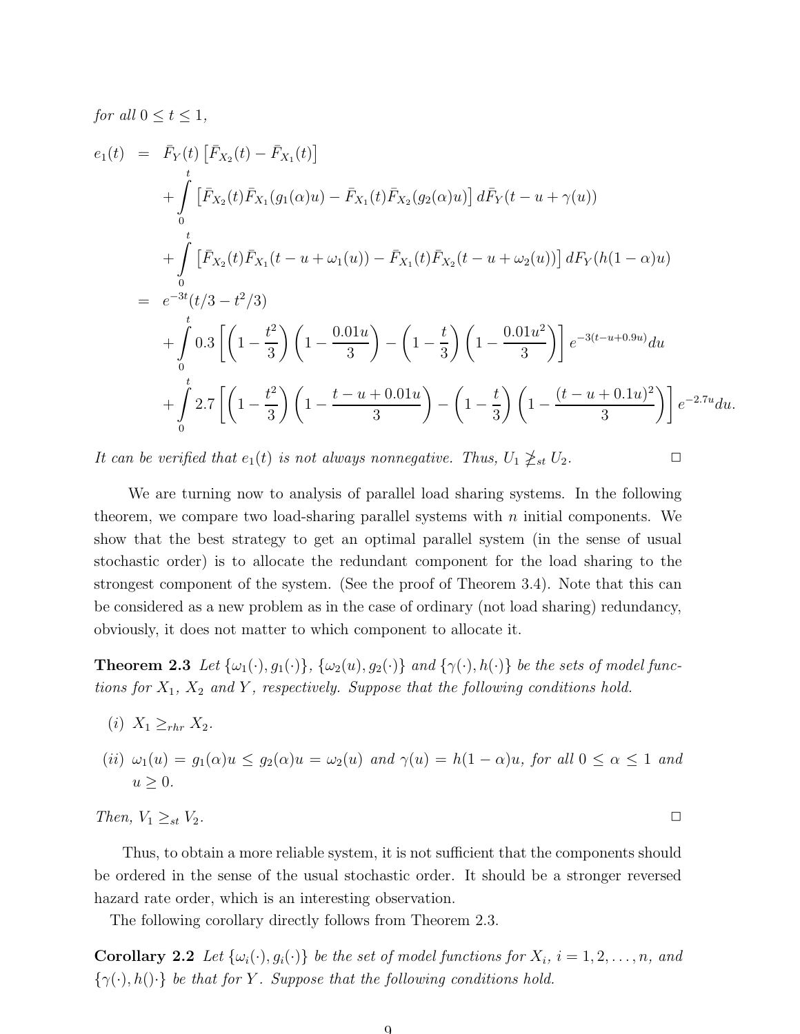*for all* $0 \leq t \leq 1$,

$$
\begin{aligned}
e_1(t) &= \bar{F}_Y(t)\left[\bar{F}_{X_2}(t) - \bar{F}_{X_1}(t)\right] \\
&\quad + \int_0^t \left[\bar{F}_{X_2}(t)\bar{F}_{X_1}(g_1(\alpha)u) - \bar{F}_{X_1}(t)\bar{F}_{X_2}(g_2(\alpha)u)\right] d\bar{F}_Y(t-u+\gamma(u)) \\
&\quad + \int_0^t \left[\bar{F}_{X_2}(t)\bar{F}_{X_1}(t-u+\omega_1(u)) - \bar{F}_{X_1}(t)\bar{F}_{X_2}(t-u+\omega_2(u))\right] dF_Y(h(1-\alpha)u) \\
&= e^{-3t}(t/3 - t^2/3) \\
&\quad + \int_0^t 0.3\left[\left(1-\frac{t^2}{3}\right)\left(1-\frac{0.01u}{3}\right) - \left(1-\frac{t}{3}\right)\left(1-\frac{0.01u^2}{3}\right)\right] e^{-3(t-u+0.9u)}du \\
&\quad + \int_0^t 2.7\left[\left(1-\frac{t^2}{3}\right)\left(1-\frac{t-u+0.01u}{3}\right) - \left(1-\frac{t}{3}\right)\left(1-\frac{(t-u+0.1u)^2}{3}\right)\right] e^{-2.7u}du.
\end{aligned}
$$

*It can be verified that* $e_1(t)$ *is not always nonnegative. Thus,* $U_1 \not\geq_{st} U_2$. □

We are turning now to analysis of parallel load sharing systems. In the following theorem, we compare two load-sharing parallel systems with $n$ initial components. We show that the best strategy to get an optimal parallel system (in the sense of usual stochastic order) is to allocate the redundant component for the load sharing to the strongest component of the system. (See the proof of Theorem 3.4). Note that this can be considered as a new problem as in the case of ordinary (not load sharing) redundancy, obviously, it does not matter to which component to allocate it.

**Theorem 2.3** *Let* $\{\omega_1(\cdot), g_1(\cdot)\}$, $\{\omega_2(u), g_2(\cdot)\}$ *and* $\{\gamma(\cdot), h(\cdot)\}$ *be the sets of model functions for* $X_1$, $X_2$ *and* $Y$, *respectively. Suppose that the following conditions hold.*

- $(i)$ $X_1 \geq_{rhr} X_2$.
- $(ii)$ $\omega_1(u) = g_1(\alpha)u \leq g_2(\alpha)u = \omega_2(u)$ *and* $\gamma(u) = h(1-\alpha)u$, *for all* $0 \leq \alpha \leq 1$ *and* $u \geq 0$.

*Then,* $V_1 \geq_{st} V_2$. □

Thus, to obtain a more reliable system, it is not sufficient that the components should be ordered in the sense of the usual stochastic order. It should be a stronger reversed hazard rate order, which is an interesting observation.

The following corollary directly follows from Theorem 2.3.

**Corollary 2.2** *Let* $\{\omega_i(\cdot), g_i(\cdot)\}$ *be the set of model functions for* $X_i$, $i = 1, 2, \ldots, n$, *and* $\{\gamma(\cdot), h()\cdot\}$ *be that for* $Y$. *Suppose that the following conditions hold.*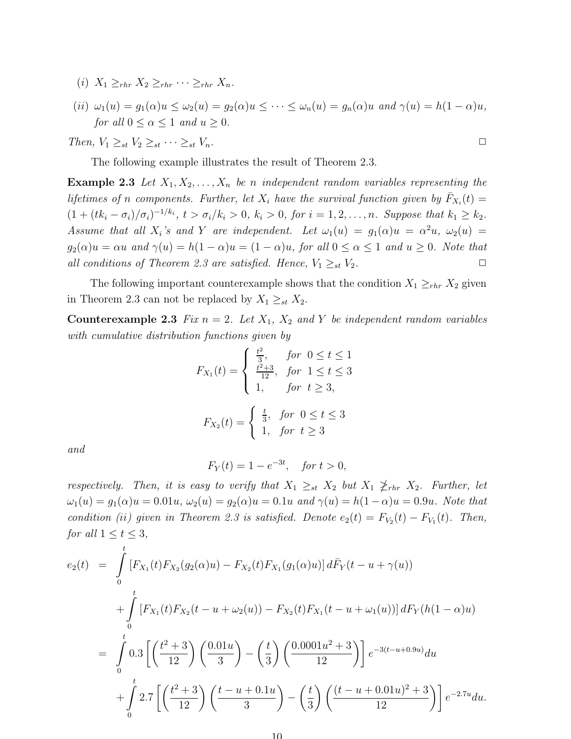(*i*) $X_1 \geq_{rhr} X_2 \geq_{rhr} \cdots \geq_{rhr} X_n$.

(*ii*) $\omega_1(u) = g_1(\alpha)u \leq \omega_2(u) = g_2(\alpha)u \leq \cdots \leq \omega_n(u) = g_n(\alpha)u$ *and* $\gamma(u) = h(1-\alpha)u$, *for all* $0 \leq \alpha \leq 1$ *and* $u \geq 0$.

*Then,* $V_1 \geq_{st} V_2 \geq_{st} \cdots \geq_{st} V_n$. □

The following example illustrates the result of Theorem 2.3.

**Example 2.3** *Let* $X_1, X_2, \ldots, X_n$ *be* $n$ *independent random variables representing the lifetimes of* $n$ *components. Further, let* $X_i$ *have the survival function given by* $\bar{F}_{X_i}(t) = (1 + (tk_i - \sigma_i)/\sigma_i)^{-1/k_i}$, $t > \sigma_i/k_i > 0$, $k_i > 0$, *for* $i = 1, 2, \ldots, n$. *Suppose that* $k_1 \geq k_2$. *Assume that all* $X_i$*'s and* $Y$ *are independent. Let* $\omega_1(u) = g_1(\alpha)u = \alpha^2 u$, $\omega_2(u) = g_2(\alpha)u = \alpha u$ *and* $\gamma(u) = h(1-\alpha)u = (1-\alpha)u$, *for all* $0 \leq \alpha \leq 1$ *and* $u \geq 0$. *Note that all conditions of Theorem 2.3 are satisfied. Hence,* $V_1 \geq_{st} V_2$. □

The following important counterexample shows that the condition $X_1 \geq_{rhr} X_2$ given in Theorem 2.3 can not be replaced by $X_1 \geq_{st} X_2$.

**Counterexample 2.3** *Fix* $n = 2$. *Let* $X_1$, $X_2$ *and* $Y$ *be independent random variables with cumulative distribution functions given by*

$$F_{X_1}(t) = \begin{cases} \frac{t^2}{3}, & \text{for } 0 \leq t \leq 1 \\ \frac{t^2+3}{12}, & \text{for } 1 \leq t \leq 3 \\ 1, & \text{for } t \geq 3, \end{cases}$$

$$F_{X_2}(t) = \begin{cases} \frac{t}{3}, & \text{for } 0 \leq t \leq 3 \\ 1, & \text{for } t \geq 3 \end{cases}$$

*and*

$$F_Y(t) = 1 - e^{-3t}, \quad \text{for } t > 0,$$

*respectively. Then, it is easy to verify that* $X_1 \geq_{st} X_2$ *but* $X_1 \ngeq_{rhr} X_2$. *Further, let* $\omega_1(u) = g_1(\alpha)u = 0.01u$, $\omega_2(u) = g_2(\alpha)u = 0.1u$ *and* $\gamma(u) = h(1-\alpha)u = 0.9u$. *Note that condition (ii) given in Theorem 2.3 is satisfied. Denote* $e_2(t) = F_{V_2}(t) - F_{V_1}(t)$. *Then, for all* $1 \leq t \leq 3$,

$$\begin{aligned}
e_2(t) &= \int_0^t \left[F_{X_1}(t)F_{X_2}(g_2(\alpha)u) - F_{X_2}(t)F_{X_1}(g_1(\alpha)u)\right] d\bar{F}_Y(t - u + \gamma(u)) \\
&\quad + \int_0^t \left[F_{X_1}(t)F_{X_2}(t - u + \omega_2(u)) - F_{X_2}(t)F_{X_1}(t - u + \omega_1(u))\right] dF_Y(h(1-\alpha)u) \\
&= \int_0^t 0.3\left[\left(\frac{t^2+3}{12}\right)\left(\frac{0.01u}{3}\right) - \left(\frac{t}{3}\right)\left(\frac{0.0001u^2+3}{12}\right)\right] e^{-3(t-u+0.9u)} du \\
&\quad + \int_0^t 2.7\left[\left(\frac{t^2+3}{12}\right)\left(\frac{t-u+0.1u}{3}\right) - \left(\frac{t}{3}\right)\left(\frac{(t-u+0.01u)^2+3}{12}\right)\right] e^{-2.7u} du.
\end{aligned}$$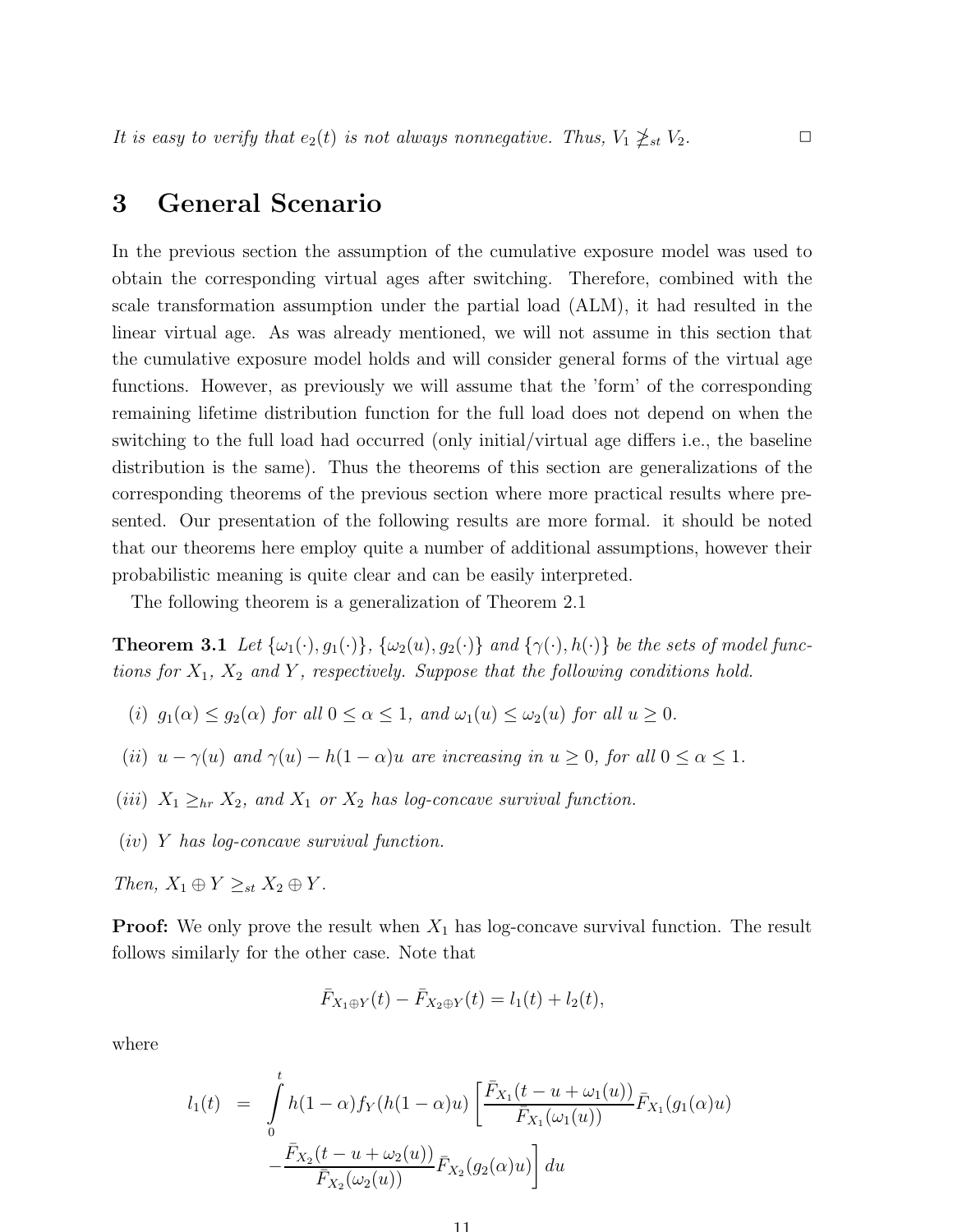*It is easy to verify that $e_2(t)$ is not always nonnegative. Thus, $V_1 \ngeq_{st} V_2$.* □

# 3 General Scenario

In the previous section the assumption of the cumulative exposure model was used to obtain the corresponding virtual ages after switching. Therefore, combined with the scale transformation assumption under the partial load (ALM), it had resulted in the linear virtual age. As was already mentioned, we will not assume in this section that the cumulative exposure model holds and will consider general forms of the virtual age functions. However, as previously we will assume that the 'form' of the corresponding remaining lifetime distribution function for the full load does not depend on when the switching to the full load had occurred (only initial/virtual age differs i.e., the baseline distribution is the same). Thus the theorems of this section are generalizations of the corresponding theorems of the previous section where more practical results where presented. Our presentation of the following results are more formal. it should be noted that our theorems here employ quite a number of additional assumptions, however their probabilistic meaning is quite clear and can be easily interpreted.

The following theorem is a generalization of Theorem 2.1

**Theorem 3.1** *Let $\{\omega_1(\cdot), g_1(\cdot)\}$, $\{\omega_2(u), g_2(\cdot)\}$ and $\{\gamma(\cdot), h(\cdot)\}$ be the sets of model functions for $X_1$, $X_2$ and $Y$, respectively. Suppose that the following conditions hold.*

*(i) $g_1(\alpha) \leq g_2(\alpha)$ for all $0 \leq \alpha \leq 1$, and $\omega_1(u) \leq \omega_2(u)$ for all $u \geq 0$.*

*(ii) $u - \gamma(u)$ and $\gamma(u) - h(1-\alpha)u$ are increasing in $u \geq 0$, for all $0 \leq \alpha \leq 1$.*

*(iii) $X_1 \geq_{hr} X_2$, and $X_1$ or $X_2$ has log-concave survival function.*

*(iv) $Y$ has log-concave survival function.*

*Then, $X_1 \oplus Y \geq_{st} X_2 \oplus Y$.*

**Proof:** We only prove the result when $X_1$ has log-concave survival function. The result follows similarly for the other case. Note that

$$\bar{F}_{X_1 \oplus Y}(t) - \bar{F}_{X_2 \oplus Y}(t) = l_1(t) + l_2(t),$$

where

$$\begin{aligned} l_1(t) &= \int_0^t h(1-\alpha) f_Y(h(1-\alpha)u) \left[ \frac{\bar{F}_{X_1}(t-u+\omega_1(u))}{\bar{F}_{X_1}(\omega_1(u))} \bar{F}_{X_1}(g_1(\alpha)u) \right. \\ &\quad \left. - \frac{\bar{F}_{X_2}(t-u+\omega_2(u))}{\bar{F}_{X_2}(\omega_2(u))} \bar{F}_{X_2}(g_2(\alpha)u) \right] du \end{aligned}$$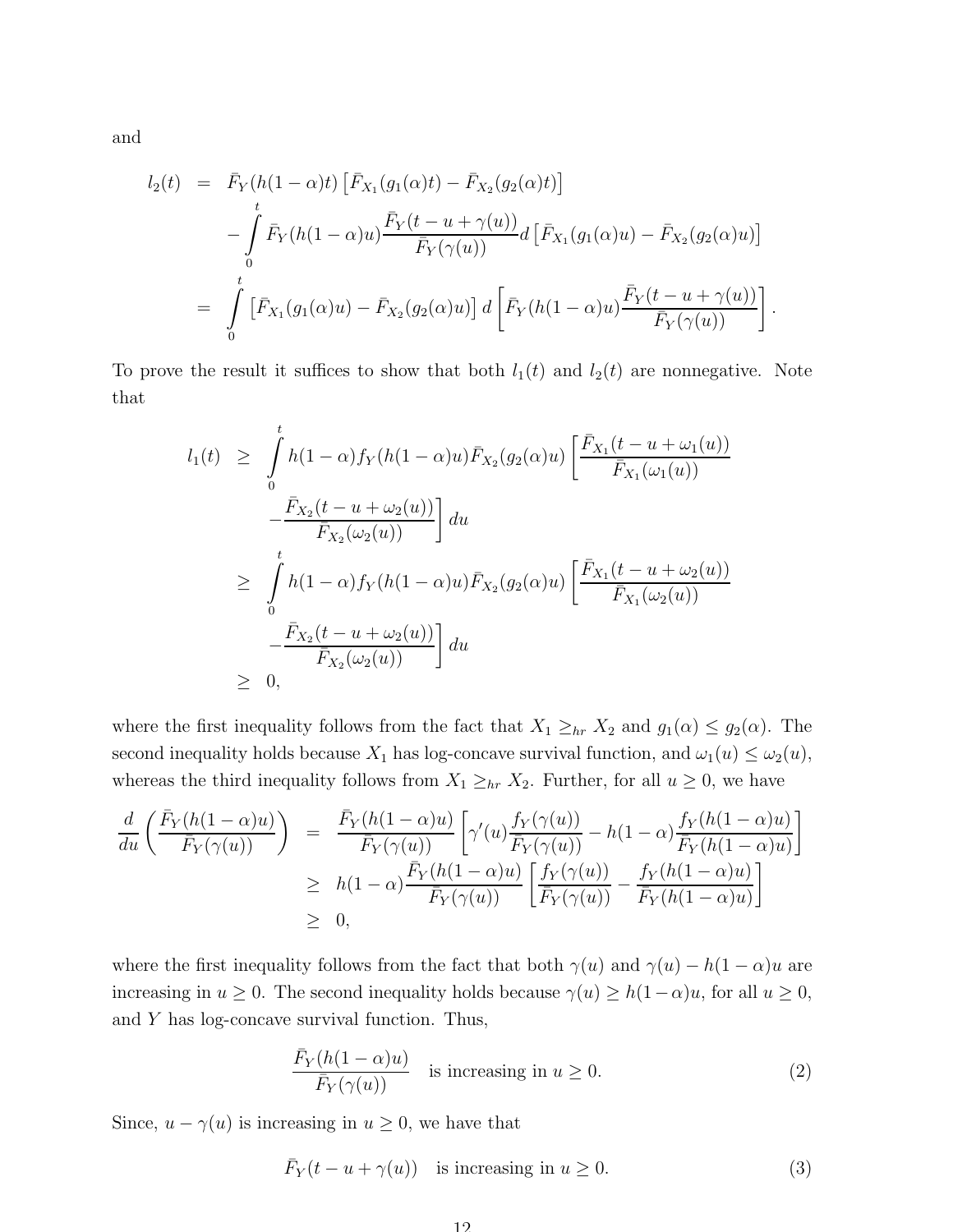and

$$
\begin{aligned}
l_2(t) &= \bar{F}_Y(h(1-\alpha)t)\left[\bar{F}_{X_1}(g_1(\alpha)t) - \bar{F}_{X_2}(g_2(\alpha)t)\right] \\
&\quad - \int_0^t \bar{F}_Y(h(1-\alpha)u)\frac{\bar{F}_Y(t-u+\gamma(u))}{\bar{F}_Y(\gamma(u))} d\left[\bar{F}_{X_1}(g_1(\alpha)u) - \bar{F}_{X_2}(g_2(\alpha)u)\right] \\
&= \int_0^t \left[\bar{F}_{X_1}(g_1(\alpha)u) - \bar{F}_{X_2}(g_2(\alpha)u)\right] d\left[\bar{F}_Y(h(1-\alpha)u)\frac{\bar{F}_Y(t-u+\gamma(u))}{\bar{F}_Y(\gamma(u))}\right].
\end{aligned}
$$

To prove the result it suffices to show that both $l_1(t)$ and $l_2(t)$ are nonnegative. Note that

$$
\begin{aligned}
l_1(t) &\geq \int_0^t h(1-\alpha)f_Y(h(1-\alpha)u)\bar{F}_{X_2}(g_2(\alpha)u)\left[\frac{\bar{F}_{X_1}(t-u+\omega_1(u))}{\bar{F}_{X_1}(\omega_1(u))}\right. \\
&\quad \left. - \frac{\bar{F}_{X_2}(t-u+\omega_2(u))}{\bar{F}_{X_2}(\omega_2(u))}\right] du \\
&\geq \int_0^t h(1-\alpha)f_Y(h(1-\alpha)u)\bar{F}_{X_2}(g_2(\alpha)u)\left[\frac{\bar{F}_{X_1}(t-u+\omega_2(u))}{\bar{F}_{X_1}(\omega_2(u))}\right. \\
&\quad \left. - \frac{\bar{F}_{X_2}(t-u+\omega_2(u))}{\bar{F}_{X_2}(\omega_2(u))}\right] du \\
&\geq 0,
\end{aligned}
$$

where the first inequality follows from the fact that $X_1 \geq_{hr} X_2$ and $g_1(\alpha) \leq g_2(\alpha)$. The second inequality holds because $X_1$ has log-concave survival function, and $\omega_1(u) \leq \omega_2(u)$, whereas the third inequality follows from $X_1 \geq_{hr} X_2$. Further, for all $u \geq 0$, we have

$$
\begin{aligned}
\frac{d}{du}\left(\frac{\bar{F}_Y(h(1-\alpha)u)}{\bar{F}_Y(\gamma(u))}\right) &= \frac{\bar{F}_Y(h(1-\alpha)u)}{\bar{F}_Y(\gamma(u))}\left[\gamma'(u)\frac{f_Y(\gamma(u))}{\bar{F}_Y(\gamma(u))} - h(1-\alpha)\frac{f_Y(h(1-\alpha)u)}{\bar{F}_Y(h(1-\alpha)u)}\right] \\
&\geq h(1-\alpha)\frac{\bar{F}_Y(h(1-\alpha)u)}{\bar{F}_Y(\gamma(u))}\left[\frac{f_Y(\gamma(u))}{\bar{F}_Y(\gamma(u))} - \frac{f_Y(h(1-\alpha)u)}{\bar{F}_Y(h(1-\alpha)u)}\right] \\
&\geq 0,
\end{aligned}
$$

where the first inequality follows from the fact that both $\gamma(u)$ and $\gamma(u) - h(1-\alpha)u$ are increasing in $u \geq 0$. The second inequality holds because $\gamma(u) \geq h(1-\alpha)u$, for all $u \geq 0$, and $Y$ has log-concave survival function. Thus,

$$
\frac{\bar{F}_Y(h(1-\alpha)u)}{\bar{F}_Y(\gamma(u))} \quad \text{is increasing in } u \geq 0. \tag{2}
$$

Since, $u - \gamma(u)$ is increasing in $u \geq 0$, we have that

$$
\bar{F}_Y(t-u+\gamma(u)) \quad \text{is increasing in } u \geq 0. \tag{3}
$$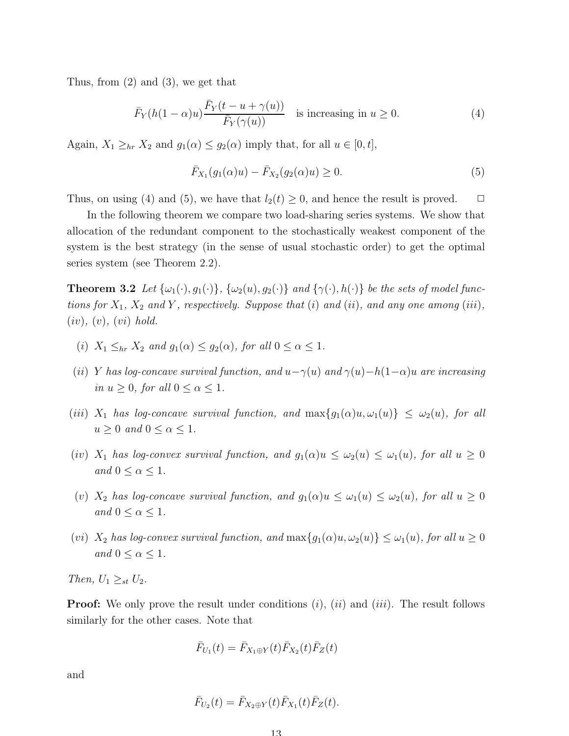Thus, from (2) and (3), we get that

$$\bar{F}_Y(h(1-\alpha)u)\frac{\bar{F}_Y(t-u+\gamma(u))}{\bar{F}_Y(\gamma(u))} \quad \text{is increasing in } u \geq 0. \tag{4}$$

Again, $X_1 \geq_{hr} X_2$ and $g_1(\alpha) \leq g_2(\alpha)$ imply that, for all $u \in [0, t]$,

$$\bar{F}_{X_1}(g_1(\alpha)u) - \bar{F}_{X_2}(g_2(\alpha)u) \geq 0. \tag{5}$$

Thus, on using (4) and (5), we have that $l_2(t) \geq 0$, and hence the result is proved. $\square$

In the following theorem we compare two load-sharing series systems. We show that allocation of the redundant component to the stochastically weakest component of the system is the best strategy (in the sense of usual stochastic order) to get the optimal series system (see Theorem 2.2).

**Theorem 3.2** *Let $\{\omega_1(\cdot), g_1(\cdot)\}$, $\{\omega_2(u), g_2(\cdot)\}$ and $\{\gamma(\cdot), h(\cdot)\}$ be the sets of model functions for $X_1$, $X_2$ and $Y$, respectively. Suppose that (i) and (ii), and any one among (iii), (iv), (v), (vi) hold.*

- *(i) $X_1 \leq_{hr} X_2$ and $g_1(\alpha) \leq g_2(\alpha)$, for all $0 \leq \alpha \leq 1$.*
- *(ii) $Y$ has log-concave survival function, and $u - \gamma(u)$ and $\gamma(u) - h(1-\alpha)u$ are increasing in $u \geq 0$, for all $0 \leq \alpha \leq 1$.*
- *(iii) $X_1$ has log-concave survival function, and $\max\{g_1(\alpha)u, \omega_1(u)\} \leq \omega_2(u)$, for all $u \geq 0$ and $0 \leq \alpha \leq 1$.*
- *(iv) $X_1$ has log-convex survival function, and $g_1(\alpha)u \leq \omega_2(u) \leq \omega_1(u)$, for all $u \geq 0$ and $0 \leq \alpha \leq 1$.*
- *(v) $X_2$ has log-concave survival function, and $g_1(\alpha)u \leq \omega_1(u) \leq \omega_2(u)$, for all $u \geq 0$ and $0 \leq \alpha \leq 1$.*
- *(vi) $X_2$ has log-convex survival function, and $\max\{g_1(\alpha)u, \omega_2(u)\} \leq \omega_1(u)$, for all $u \geq 0$ and $0 \leq \alpha \leq 1$.*

*Then, $U_1 \geq_{st} U_2$.*

**Proof:** We only prove the result under conditions $(i)$, $(ii)$ and $(iii)$. The result follows similarly for the other cases. Note that

$$\bar{F}_{U_1}(t) = \bar{F}_{X_1 \oplus Y}(t)\bar{F}_{X_2}(t)\bar{F}_Z(t)$$

and

$$\bar{F}_{U_2}(t) = \bar{F}_{X_2 \oplus Y}(t)\bar{F}_{X_1}(t)\bar{F}_Z(t).$$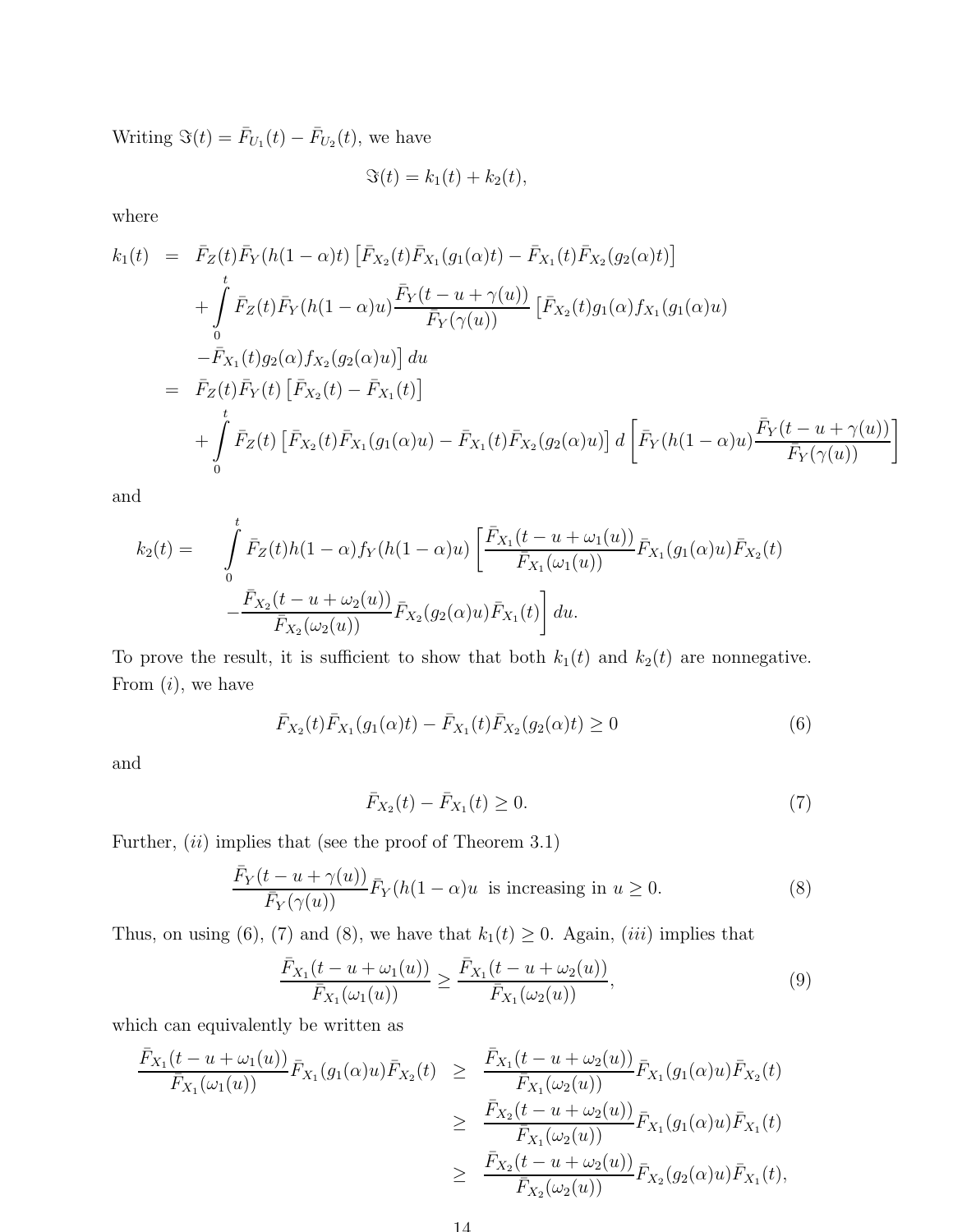Writing $\Im(t) = \bar{F}_{U_1}(t) - \bar{F}_{U_2}(t)$, we have

$$\Im(t) = k_1(t) + k_2(t),$$

where

$$\begin{aligned}
k_1(t) &= \bar{F}_Z(t)\bar{F}_Y(h(1-\alpha)t)\left[\bar{F}_{X_2}(t)\bar{F}_{X_1}(g_1(\alpha)t) - \bar{F}_{X_1}(t)\bar{F}_{X_2}(g_2(\alpha)t)\right] \\
&\quad + \int_0^t \bar{F}_Z(t)\bar{F}_Y(h(1-\alpha)u)\frac{\bar{F}_Y(t-u+\gamma(u))}{\bar{F}_Y(\gamma(u))}\left[\bar{F}_{X_2}(t)g_1(\alpha)f_{X_1}(g_1(\alpha)u)\right. \\
&\quad \left. - \bar{F}_{X_1}(t)g_2(\alpha)f_{X_2}(g_2(\alpha)u)\right]du \\
&= \bar{F}_Z(t)\bar{F}_Y(t)\left[\bar{F}_{X_2}(t) - \bar{F}_{X_1}(t)\right] \\
&\quad + \int_0^t \bar{F}_Z(t)\left[\bar{F}_{X_2}(t)\bar{F}_{X_1}(g_1(\alpha)u) - \bar{F}_{X_1}(t)\bar{F}_{X_2}(g_2(\alpha)u)\right]d\left[\bar{F}_Y(h(1-\alpha)u)\frac{\bar{F}_Y(t-u+\gamma(u))}{\bar{F}_Y(\gamma(u))}\right]
\end{aligned}$$

and

$$\begin{aligned}
k_2(t) = &\int_0^t \bar{F}_Z(t)h(1-\alpha)f_Y(h(1-\alpha)u)\left[\frac{\bar{F}_{X_1}(t-u+\omega_1(u))}{\bar{F}_{X_1}(\omega_1(u))}\bar{F}_{X_1}(g_1(\alpha)u)\bar{F}_{X_2}(t)\right. \\
&\left. - \frac{\bar{F}_{X_2}(t-u+\omega_2(u))}{\bar{F}_{X_2}(\omega_2(u))}\bar{F}_{X_2}(g_2(\alpha)u)\bar{F}_{X_1}(t)\right]du.
\end{aligned}$$

To prove the result, it is sufficient to show that both $k_1(t)$ and $k_2(t)$ are nonnegative. From $(i)$, we have

$$\bar{F}_{X_2}(t)\bar{F}_{X_1}(g_1(\alpha)t) - \bar{F}_{X_1}(t)\bar{F}_{X_2}(g_2(\alpha)t) \geq 0 \tag{6}$$

and

$$\bar{F}_{X_2}(t) - \bar{F}_{X_1}(t) \geq 0. \tag{7}$$

Further, $(ii)$ implies that (see the proof of Theorem 3.1)

$$\frac{\bar{F}_Y(t-u+\gamma(u))}{\bar{F}_Y(\gamma(u))}\bar{F}_Y(h(1-\alpha)u \text{ is increasing in } u \geq 0. \tag{8}$$

Thus, on using (6), (7) and (8), we have that $k_1(t) \geq 0$. Again, $(iii)$ implies that

$$\frac{\bar{F}_{X_1}(t-u+\omega_1(u))}{\bar{F}_{X_1}(\omega_1(u))} \geq \frac{\bar{F}_{X_1}(t-u+\omega_2(u))}{\bar{F}_{X_1}(\omega_2(u))}, \tag{9}$$

which can equivalently be written as

$$\begin{aligned}
\frac{\bar{F}_{X_1}(t-u+\omega_1(u))}{\bar{F}_{X_1}(\omega_1(u))}\bar{F}_{X_1}(g_1(\alpha)u)\bar{F}_{X_2}(t) &\geq \frac{\bar{F}_{X_1}(t-u+\omega_2(u))}{\bar{F}_{X_1}(\omega_2(u))}\bar{F}_{X_1}(g_1(\alpha)u)\bar{F}_{X_2}(t) \\
&\geq \frac{\bar{F}_{X_2}(t-u+\omega_2(u))}{\bar{F}_{X_1}(\omega_2(u))}\bar{F}_{X_1}(g_1(\alpha)u)\bar{F}_{X_1}(t) \\
&\geq \frac{\bar{F}_{X_2}(t-u+\omega_2(u))}{\bar{F}_{X_2}(\omega_2(u))}\bar{F}_{X_2}(g_2(\alpha)u)\bar{F}_{X_1}(t),
\end{aligned}$$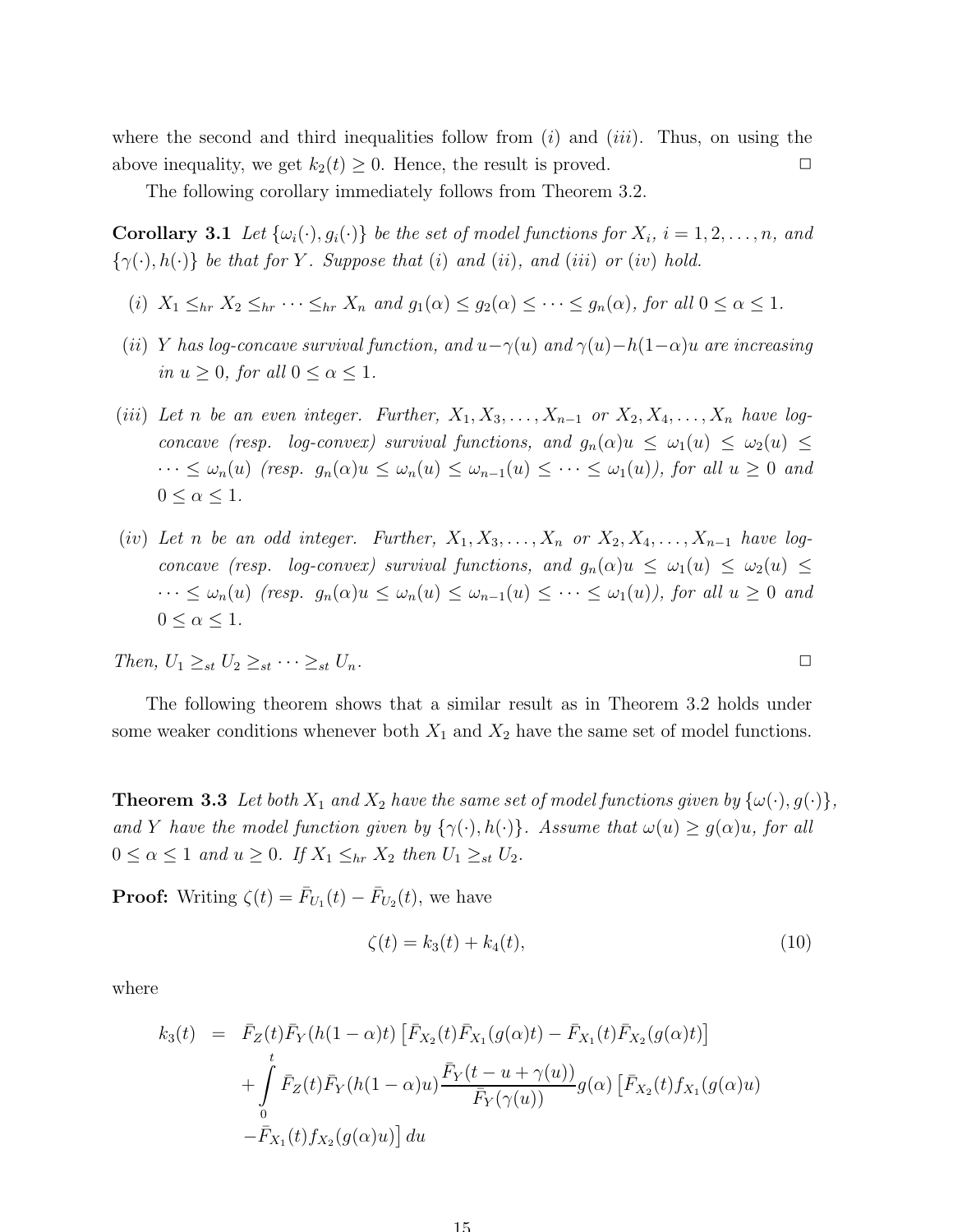where the second and third inequalities follow from $(i)$ and $(iii)$. Thus, on using the above inequality, we get $k_2(t) \geq 0$. Hence, the result is proved. $\square$

The following corollary immediately follows from Theorem 3.2.

**Corollary 3.1** *Let $\{\omega_i(\cdot), g_i(\cdot)\}$ be the set of model functions for $X_i$, $i = 1, 2, \ldots, n$, and $\{\gamma(\cdot), h(\cdot)\}$ be that for $Y$. Suppose that $(i)$ and $(ii)$, and $(iii)$ or $(iv)$ hold.*

- $(i)$ *$X_1 \leq_{hr} X_2 \leq_{hr} \cdots \leq_{hr} X_n$ and $g_1(\alpha) \leq g_2(\alpha) \leq \cdots \leq g_n(\alpha)$, for all $0 \leq \alpha \leq 1$.*
- $(ii)$ *$Y$ has log-concave survival function, and $u - \gamma(u)$ and $\gamma(u) - h(1-\alpha)u$ are increasing in $u \geq 0$, for all $0 \leq \alpha \leq 1$.*
- $(iii)$ *Let $n$ be an even integer. Further, $X_1, X_3, \ldots, X_{n-1}$ or $X_2, X_4, \ldots, X_n$ have log-concave (resp. log-convex) survival functions, and $g_n(\alpha)u \leq \omega_1(u) \leq \omega_2(u) \leq \cdots \leq \omega_n(u)$ (resp. $g_n(\alpha)u \leq \omega_n(u) \leq \omega_{n-1}(u) \leq \cdots \leq \omega_1(u)$), for all $u \geq 0$ and $0 \leq \alpha \leq 1$.*
- $(iv)$ *Let $n$ be an odd integer. Further, $X_1, X_3, \ldots, X_n$ or $X_2, X_4, \ldots, X_{n-1}$ have log-concave (resp. log-convex) survival functions, and $g_n(\alpha)u \leq \omega_1(u) \leq \omega_2(u) \leq \cdots \leq \omega_n(u)$ (resp. $g_n(\alpha)u \leq \omega_n(u) \leq \omega_{n-1}(u) \leq \cdots \leq \omega_1(u)$), for all $u \geq 0$ and $0 \leq \alpha \leq 1$.*

*Then, $U_1 \geq_{st} U_2 \geq_{st} \cdots \geq_{st} U_n$.* $\square$

The following theorem shows that a similar result as in Theorem 3.2 holds under some weaker conditions whenever both $X_1$ and $X_2$ have the same set of model functions.

**Theorem 3.3** *Let both $X_1$ and $X_2$ have the same set of model functions given by $\{\omega(\cdot), g(\cdot)\}$, and $Y$ have the model function given by $\{\gamma(\cdot), h(\cdot)\}$. Assume that $\omega(u) \geq g(\alpha)u$, for all $0 \leq \alpha \leq 1$ and $u \geq 0$. If $X_1 \leq_{hr} X_2$ then $U_1 \geq_{st} U_2$.*

**Proof:** Writing $\zeta(t) = \bar{F}_{U_1}(t) - \bar{F}_{U_2}(t)$, we have

$$\zeta(t) = k_3(t) + k_4(t), \tag{10}$$

where

$$\begin{aligned}
k_3(t) &= \bar{F}_Z(t)\bar{F}_Y(h(1-\alpha)t)\left[\bar{F}_{X_2}(t)\bar{F}_{X_1}(g(\alpha)t) - \bar{F}_{X_1}(t)\bar{F}_{X_2}(g(\alpha)t)\right] \\
&\quad + \int_0^t \bar{F}_Z(t)\bar{F}_Y(h(1-\alpha)u)\frac{\bar{F}_Y(t-u+\gamma(u))}{\bar{F}_Y(\gamma(u))}g(\alpha)\left[\bar{F}_{X_2}(t)f_{X_1}(g(\alpha)u)\right. \\
&\quad \left. -\bar{F}_{X_1}(t)f_{X_2}(g(\alpha)u)\right] du
\end{aligned}$$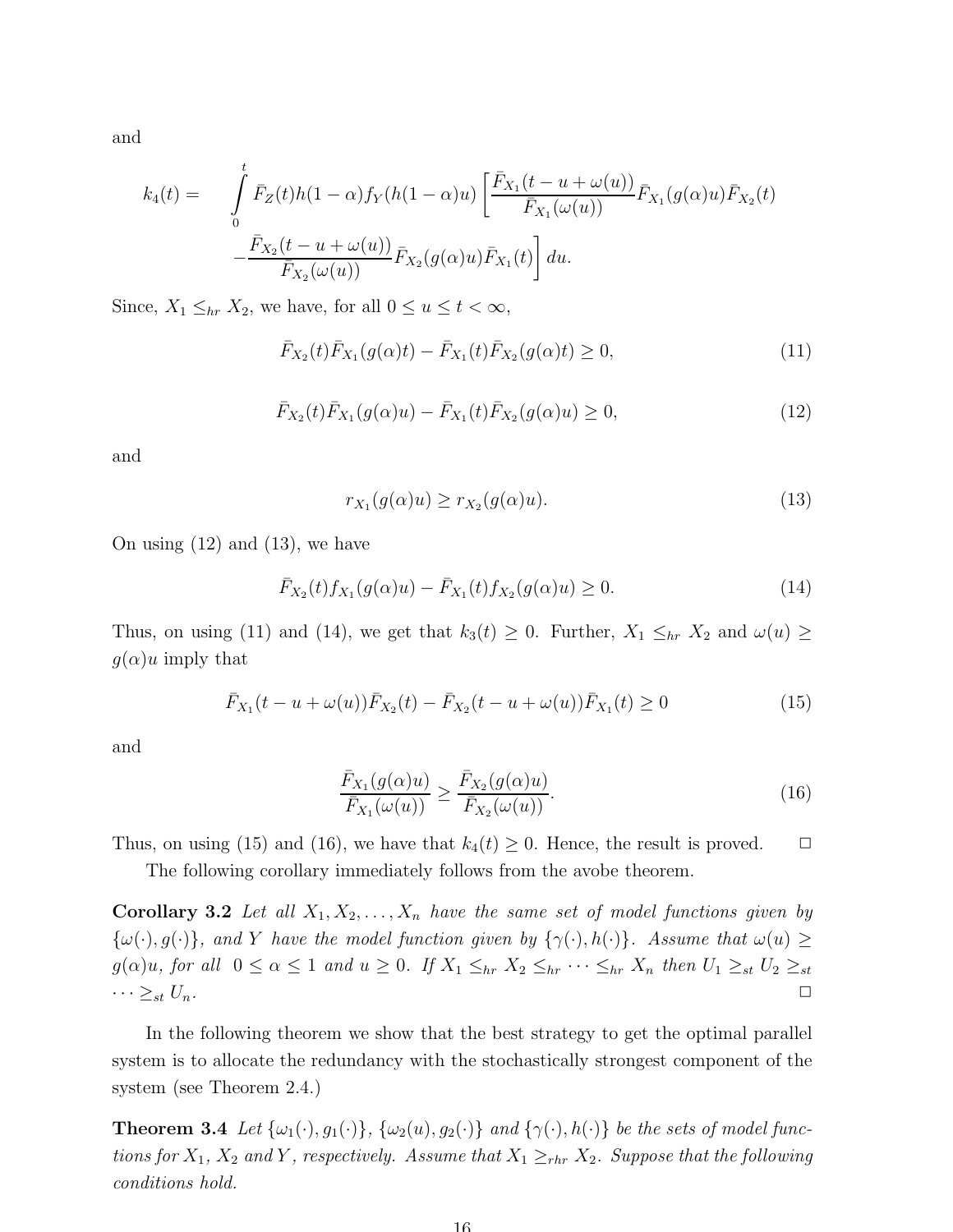and

$$
k_4(t) = \int_0^t \bar{F}_Z(t)h(1-\alpha)f_Y(h(1-\alpha)u)\left[\frac{\bar{F}_{X_1}(t-u+\omega(u))}{\bar{F}_{X_1}(\omega(u))}\bar{F}_{X_1}(g(\alpha)u)\bar{F}_{X_2}(t) - \frac{\bar{F}_{X_2}(t-u+\omega(u))}{\bar{F}_{X_2}(\omega(u))}\bar{F}_{X_2}(g(\alpha)u)\bar{F}_{X_1}(t)\right]du.
$$

Since, $X_1 \leq_{hr} X_2$, we have, for all $0 \leq u \leq t < \infty$,

$$
\bar{F}_{X_2}(t)\bar{F}_{X_1}(g(\alpha)t) - \bar{F}_{X_1}(t)\bar{F}_{X_2}(g(\alpha)t) \geq 0, \tag{11}
$$

$$
\bar{F}_{X_2}(t)\bar{F}_{X_1}(g(\alpha)u) - \bar{F}_{X_1}(t)\bar{F}_{X_2}(g(\alpha)u) \geq 0, \tag{12}
$$

and

$$
r_{X_1}(g(\alpha)u) \geq r_{X_2}(g(\alpha)u). \tag{13}
$$

On using (12) and (13), we have

$$
\bar{F}_{X_2}(t)f_{X_1}(g(\alpha)u) - \bar{F}_{X_1}(t)f_{X_2}(g(\alpha)u) \geq 0. \tag{14}
$$

Thus, on using (11) and (14), we get that $k_3(t) \geq 0$. Further, $X_1 \leq_{hr} X_2$ and $\omega(u) \geq g(\alpha)u$ imply that

$$
\bar{F}_{X_1}(t-u+\omega(u))\bar{F}_{X_2}(t) - \bar{F}_{X_2}(t-u+\omega(u))\bar{F}_{X_1}(t) \geq 0 \tag{15}
$$

and

$$
\frac{\bar{F}_{X_1}(g(\alpha)u)}{\bar{F}_{X_1}(\omega(u))} \geq \frac{\bar{F}_{X_2}(g(\alpha)u)}{\bar{F}_{X_2}(\omega(u))}. \tag{16}
$$

Thus, on using (15) and (16), we have that $k_4(t) \geq 0$. Hence, the result is proved. □

The following corollary immediately follows from the avobe theorem.

**Corollary 3.2** *Let all $X_1, X_2, \ldots, X_n$ have the same set of model functions given by $\{\omega(\cdot), g(\cdot)\}$, and $Y$ have the model function given by $\{\gamma(\cdot), h(\cdot)\}$. Assume that $\omega(u) \geq g(\alpha)u$, for all $0 \leq \alpha \leq 1$ and $u \geq 0$. If $X_1 \leq_{hr} X_2 \leq_{hr} \cdots \leq_{hr} X_n$ then $U_1 \geq_{st} U_2 \geq_{st} \cdots \geq_{st} U_n$.* □

In the following theorem we show that the best strategy to get the optimal parallel system is to allocate the redundancy with the stochastically strongest component of the system (see Theorem 2.4.)

**Theorem 3.4** *Let $\{\omega_1(\cdot), g_1(\cdot)\}$, $\{\omega_2(u), g_2(\cdot)\}$ and $\{\gamma(\cdot), h(\cdot)\}$ be the sets of model functions for $X_1$, $X_2$ and $Y$, respectively. Assume that $X_1 \geq_{rhr} X_2$. Suppose that the following conditions hold.*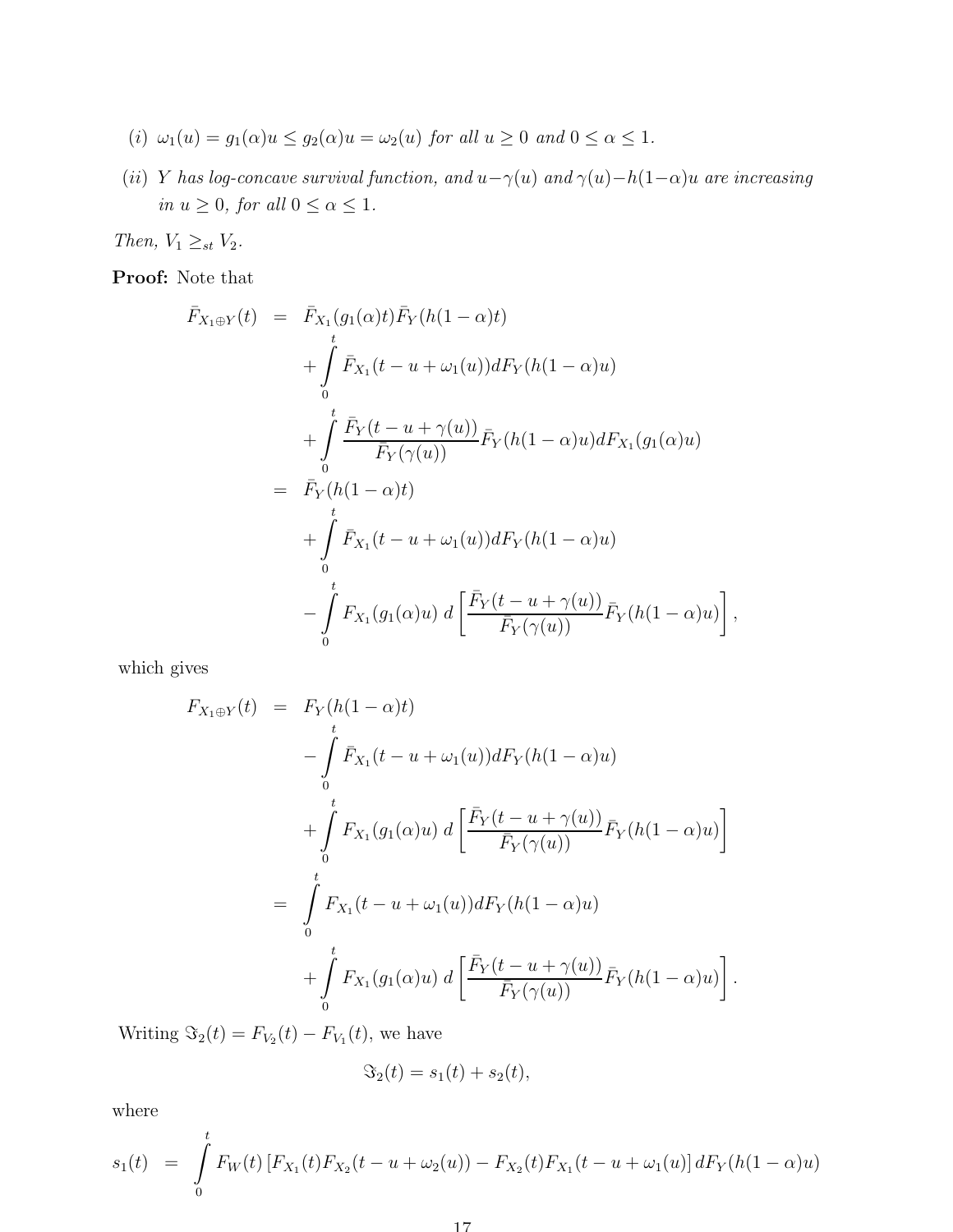(*i*) $\omega_1(u) = g_1(\alpha)u \leq g_2(\alpha)u = \omega_2(u)$ *for all* $u \geq 0$ *and* $0 \leq \alpha \leq 1$.

(*ii*) $Y$ *has log-concave survival function, and* $u - \gamma(u)$ *and* $\gamma(u) - h(1-\alpha)u$ *are increasing in* $u \geq 0$, *for all* $0 \leq \alpha \leq 1$.

*Then,* $V_1 \geq_{st} V_2$.

**Proof:** Note that

$$
\begin{aligned}
\bar{F}_{X_1 \oplus Y}(t) &= \bar{F}_{X_1}(g_1(\alpha)t)\bar{F}_Y(h(1-\alpha)t) \\
&\quad + \int_0^t \bar{F}_{X_1}(t - u + \omega_1(u)) dF_Y(h(1-\alpha)u) \\
&\quad + \int_0^t \frac{\bar{F}_Y(t - u + \gamma(u))}{\bar{F}_Y(\gamma(u))} \bar{F}_Y(h(1-\alpha)u) dF_{X_1}(g_1(\alpha)u) \\
&= \bar{F}_Y(h(1-\alpha)t) \\
&\quad + \int_0^t \bar{F}_{X_1}(t - u + \omega_1(u)) dF_Y(h(1-\alpha)u) \\
&\quad - \int_0^t F_{X_1}(g_1(\alpha)u) \, d\left[\frac{\bar{F}_Y(t - u + \gamma(u))}{\bar{F}_Y(\gamma(u))} \bar{F}_Y(h(1-\alpha)u)\right],
\end{aligned}
$$

which gives

$$
\begin{aligned}
F_{X_1 \oplus Y}(t) &= F_Y(h(1-\alpha)t) \\
&\quad - \int_0^t \bar{F}_{X_1}(t - u + \omega_1(u)) dF_Y(h(1-\alpha)u) \\
&\quad + \int_0^t F_{X_1}(g_1(\alpha)u) \, d\left[\frac{\bar{F}_Y(t - u + \gamma(u))}{\bar{F}_Y(\gamma(u))} \bar{F}_Y(h(1-\alpha)u)\right] \\
&= \int_0^t F_{X_1}(t - u + \omega_1(u)) dF_Y(h(1-\alpha)u) \\
&\quad + \int_0^t F_{X_1}(g_1(\alpha)u) \, d\left[\frac{\bar{F}_Y(t - u + \gamma(u))}{\bar{F}_Y(\gamma(u))} \bar{F}_Y(h(1-\alpha)u)\right].
\end{aligned}
$$

Writing $\Im_2(t) = F_{V_2}(t) - F_{V_1}(t)$, we have

$$
\Im_2(t) = s_1(t) + s_2(t),
$$

where

$$
s_1(t) = \int_0^t F_W(t) \left[F_{X_1}(t) F_{X_2}(t - u + \omega_2(u)) - F_{X_2}(t) F_{X_1}(t - u + \omega_1(u)\right] dF_Y(h(1-\alpha)u)
$$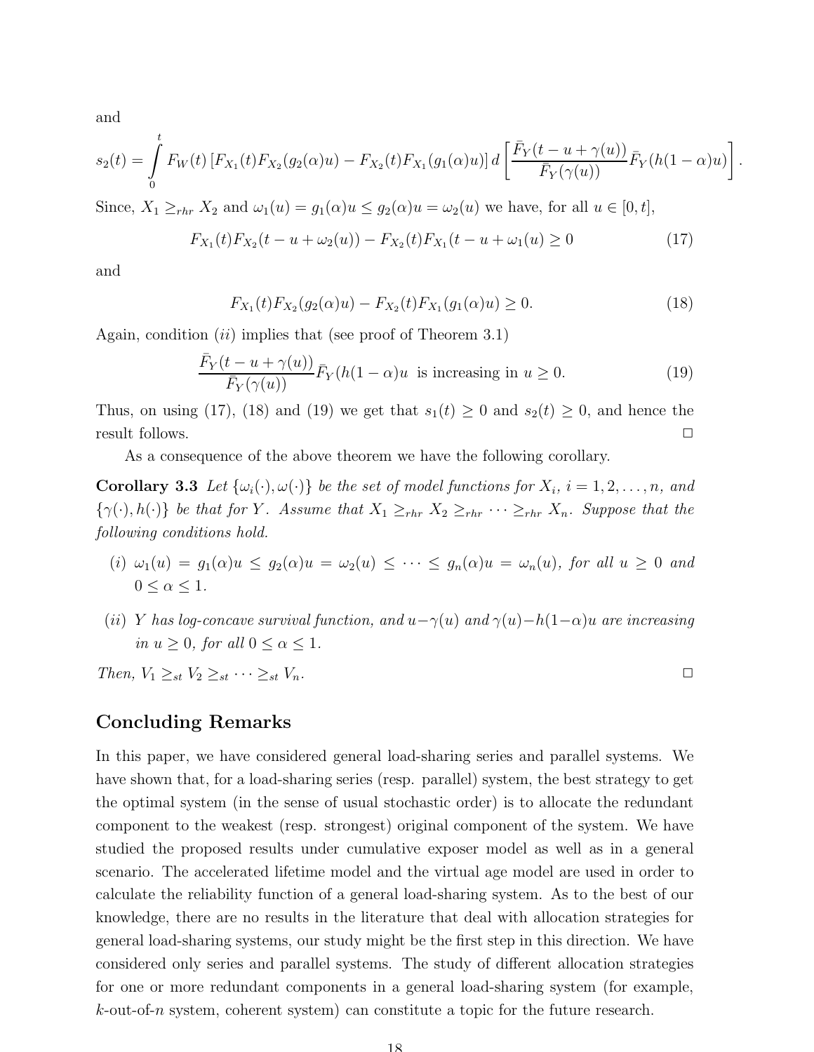and

$$s_2(t) = \int_0^t F_W(t) \left[F_{X_1}(t) F_{X_2}(g_2(\alpha)u) - F_{X_2}(t) F_{X_1}(g_1(\alpha)u)\right] d\left[\frac{\bar{F}_Y(t-u+\gamma(u))}{\bar{F}_Y(\gamma(u))} \bar{F}_Y(h(1-\alpha)u)\right].$$

Since, $X_1 \geq_{rhr} X_2$ and $\omega_1(u) = g_1(\alpha)u \leq g_2(\alpha)u = \omega_2(u)$ we have, for all $u \in [0, t]$,

$$F_{X_1}(t) F_{X_2}(t-u+\omega_2(u)) - F_{X_2}(t) F_{X_1}(t-u+\omega_1(u) \geq 0 \tag{17}$$

and

$$F_{X_1}(t) F_{X_2}(g_2(\alpha)u) - F_{X_2}(t) F_{X_1}(g_1(\alpha)u) \geq 0. \tag{18}$$

Again, condition $(ii)$ implies that (see proof of Theorem 3.1)

$$\frac{\bar{F}_Y(t-u+\gamma(u))}{\bar{F}_Y(\gamma(u))} \bar{F}_Y(h(1-\alpha)u \text{ is increasing in } u \geq 0. \tag{19}$$

Thus, on using (17), (18) and (19) we get that $s_1(t) \geq 0$ and $s_2(t) \geq 0$, and hence the result follows. □

As a consequence of the above theorem we have the following corollary.

**Corollary 3.3** *Let $\{\omega_i(\cdot), \omega(\cdot)\}$ be the set of model functions for $X_i$, $i = 1, 2, \ldots, n$, and $\{\gamma(\cdot), h(\cdot)\}$ be that for $Y$. Assume that $X_1 \geq_{rhr} X_2 \geq_{rhr} \cdots \geq_{rhr} X_n$. Suppose that the following conditions hold.*

- $(i)$ *$\omega_1(u) = g_1(\alpha)u \leq g_2(\alpha)u = \omega_2(u) \leq \cdots \leq g_n(\alpha)u = \omega_n(u)$, for all $u \geq 0$ and $0 \leq \alpha \leq 1$.*
- $(ii)$ *$Y$ has log-concave survival function, and $u - \gamma(u)$ and $\gamma(u) - h(1-\alpha)u$ are increasing in $u \geq 0$, for all $0 \leq \alpha \leq 1$.*

*Then, $V_1 \geq_{st} V_2 \geq_{st} \cdots \geq_{st} V_n$.* □

## Concluding Remarks

In this paper, we have considered general load-sharing series and parallel systems. We have shown that, for a load-sharing series (resp. parallel) system, the best strategy to get the optimal system (in the sense of usual stochastic order) is to allocate the redundant component to the weakest (resp. strongest) original component of the system. We have studied the proposed results under cumulative exposer model as well as in a general scenario. The accelerated lifetime model and the virtual age model are used in order to calculate the reliability function of a general load-sharing system. As to the best of our knowledge, there are no results in the literature that deal with allocation strategies for general load-sharing systems, our study might be the first step in this direction. We have considered only series and parallel systems. The study of different allocation strategies for one or more redundant components in a general load-sharing system (for example, $k$-out-of-$n$ system, coherent system) can constitute a topic for the future research.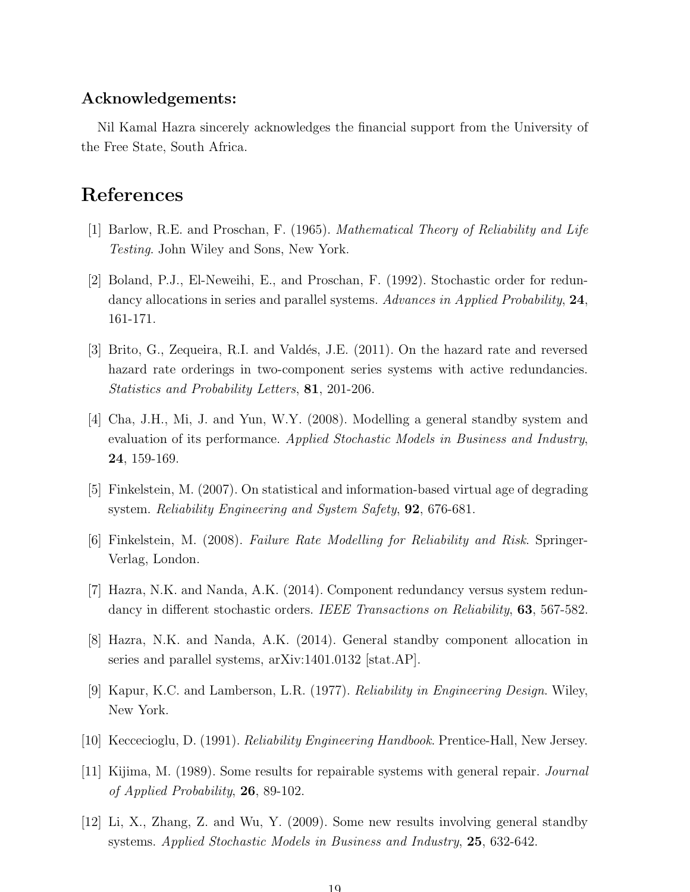### Acknowledgements:

Nil Kamal Hazra sincerely acknowledges the financial support from the University of the Free State, South Africa.

## References

[1] Barlow, R.E. and Proschan, F. (1965). *Mathematical Theory of Reliability and Life Testing*. John Wiley and Sons, New York.

[2] Boland, P.J., El-Neweihi, E., and Proschan, F. (1992). Stochastic order for redundancy allocations in series and parallel systems. *Advances in Applied Probability*, **24**, 161-171.

[3] Brito, G., Zequeira, R.I. and Valdés, J.E. (2011). On the hazard rate and reversed hazard rate orderings in two-component series systems with active redundancies. *Statistics and Probability Letters*, **81**, 201-206.

[4] Cha, J.H., Mi, J. and Yun, W.Y. (2008). Modelling a general standby system and evaluation of its performance. *Applied Stochastic Models in Business and Industry*, **24**, 159-169.

[5] Finkelstein, M. (2007). On statistical and information-based virtual age of degrading system. *Reliability Engineering and System Safety*, **92**, 676-681.

[6] Finkelstein, M. (2008). *Failure Rate Modelling for Reliability and Risk*. Springer-Verlag, London.

[7] Hazra, N.K. and Nanda, A.K. (2014). Component redundancy versus system redundancy in different stochastic orders. *IEEE Transactions on Reliability*, **63**, 567-582.

[8] Hazra, N.K. and Nanda, A.K. (2014). General standby component allocation in series and parallel systems, arXiv:1401.0132 [stat.AP].

[9] Kapur, K.C. and Lamberson, L.R. (1977). *Reliability in Engineering Design*. Wiley, New York.

[10] Keccecioglu, D. (1991). *Reliability Engineering Handbook*. Prentice-Hall, New Jersey.

[11] Kijima, M. (1989). Some results for repairable systems with general repair. *Journal of Applied Probability*, **26**, 89-102.

[12] Li, X., Zhang, Z. and Wu, Y. (2009). Some new results involving general standby systems. *Applied Stochastic Models in Business and Industry*, **25**, 632-642.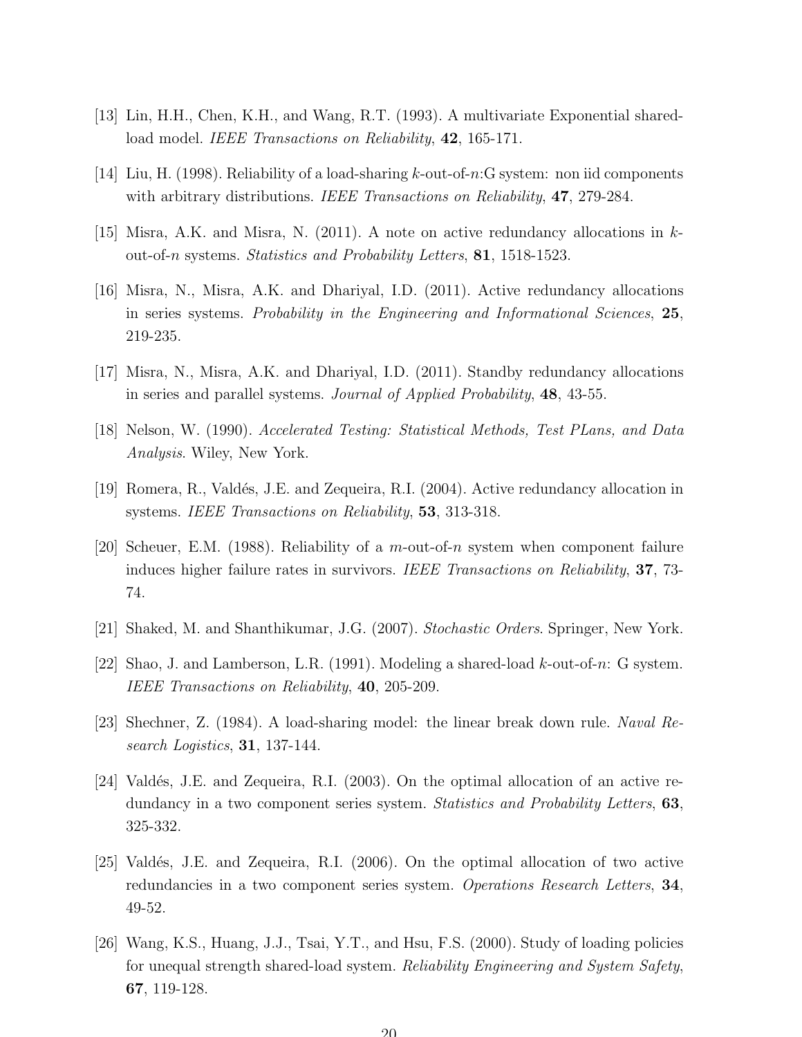[13] Lin, H.H., Chen, K.H., and Wang, R.T. (1993). A multivariate Exponential shared-load model. *IEEE Transactions on Reliability*, **42**, 165-171.

[14] Liu, H. (1998). Reliability of a load-sharing $k$-out-of-$n$:G system: non iid components with arbitrary distributions. *IEEE Transactions on Reliability*, **47**, 279-284.

[15] Misra, A.K. and Misra, N. (2011). A note on active redundancy allocations in $k$-out-of-$n$ systems. *Statistics and Probability Letters*, **81**, 1518-1523.

[16] Misra, N., Misra, A.K. and Dhariyal, I.D. (2011). Active redundancy allocations in series systems. *Probability in the Engineering and Informational Sciences*, **25**, 219-235.

[17] Misra, N., Misra, A.K. and Dhariyal, I.D. (2011). Standby redundancy allocations in series and parallel systems. *Journal of Applied Probability*, **48**, 43-55.

[18] Nelson, W. (1990). *Accelerated Testing: Statistical Methods, Test PLans, and Data Analysis*. Wiley, New York.

[19] Romera, R., Valdés, J.E. and Zequeira, R.I. (2004). Active redundancy allocation in systems. *IEEE Transactions on Reliability*, **53**, 313-318.

[20] Scheuer, E.M. (1988). Reliability of a $m$-out-of-$n$ system when component failure induces higher failure rates in survivors. *IEEE Transactions on Reliability*, **37**, 73-74.

[21] Shaked, M. and Shanthikumar, J.G. (2007). *Stochastic Orders*. Springer, New York.

[22] Shao, J. and Lamberson, L.R. (1991). Modeling a shared-load $k$-out-of-$n$: G system. *IEEE Transactions on Reliability*, **40**, 205-209.

[23] Shechner, Z. (1984). A load-sharing model: the linear break down rule. *Naval Research Logistics*, **31**, 137-144.

[24] Valdés, J.E. and Zequeira, R.I. (2003). On the optimal allocation of an active redundancy in a two component series system. *Statistics and Probability Letters*, **63**, 325-332.

[25] Valdés, J.E. and Zequeira, R.I. (2006). On the optimal allocation of two active redundancies in a two component series system. *Operations Research Letters*, **34**, 49-52.

[26] Wang, K.S., Huang, J.J., Tsai, Y.T., and Hsu, F.S. (2000). Study of loading policies for unequal strength shared-load system. *Reliability Engineering and System Safety*, **67**, 119-128.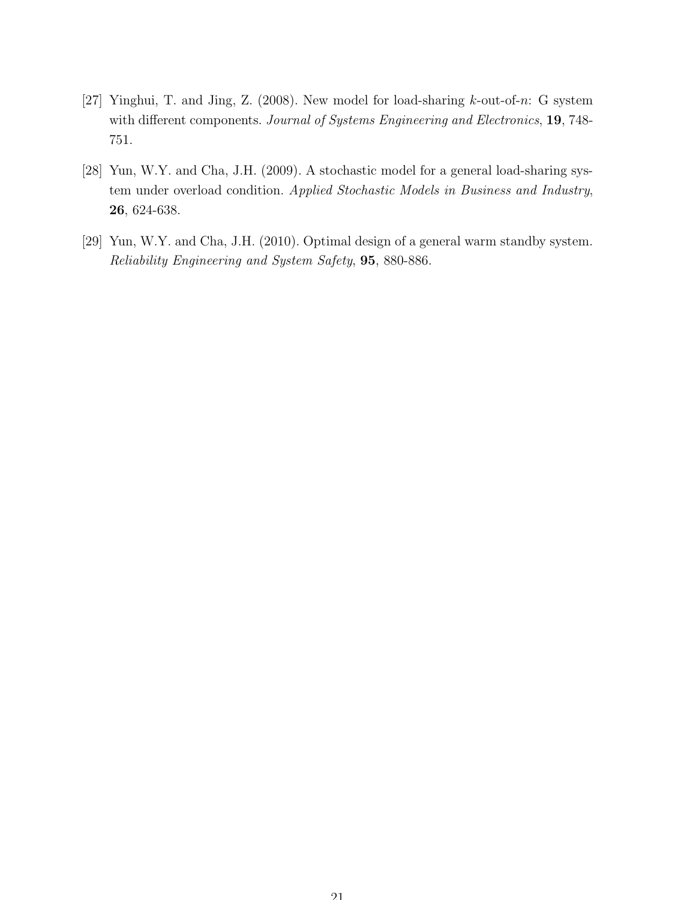[27] Yinghui, T. and Jing, Z. (2008). New model for load-sharing $k$-out-of-$n$: G system with different components. *Journal of Systems Engineering and Electronics*, **19**, 748-751.

[28] Yun, W.Y. and Cha, J.H. (2009). A stochastic model for a general load-sharing system under overload condition. *Applied Stochastic Models in Business and Industry*, **26**, 624-638.

[29] Yun, W.Y. and Cha, J.H. (2010). Optimal design of a general warm standby system. *Reliability Engineering and System Safety*, **95**, 880-886.